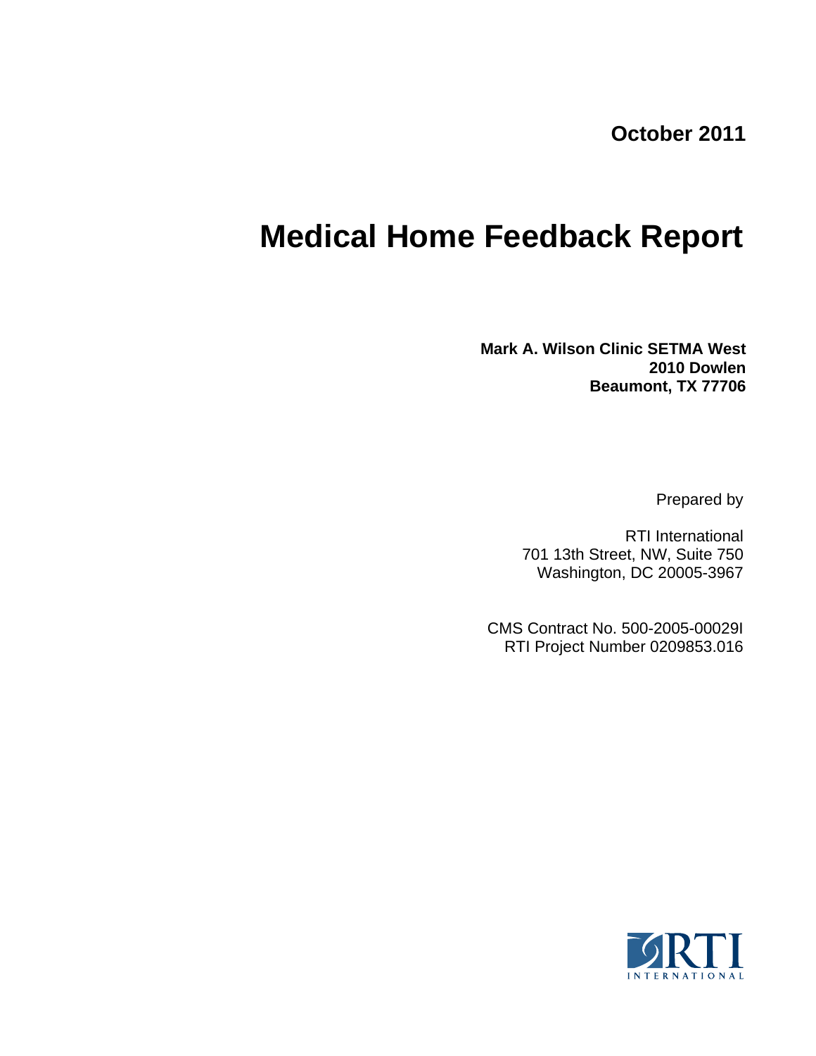**October 2011**

# Medical Home Feedback Report

**Mark A. Wilson Clinic SETMA West**
**2010 Dowlen**
**Beaumont, TX 77706**

Prepared by

RTI International
701 13th Street, NW, Suite 750
Washington, DC 20005-3967

CMS Contract No. 500-2005-00029I
RTI Project Number 0209853.016

RTI INTERNATIONAL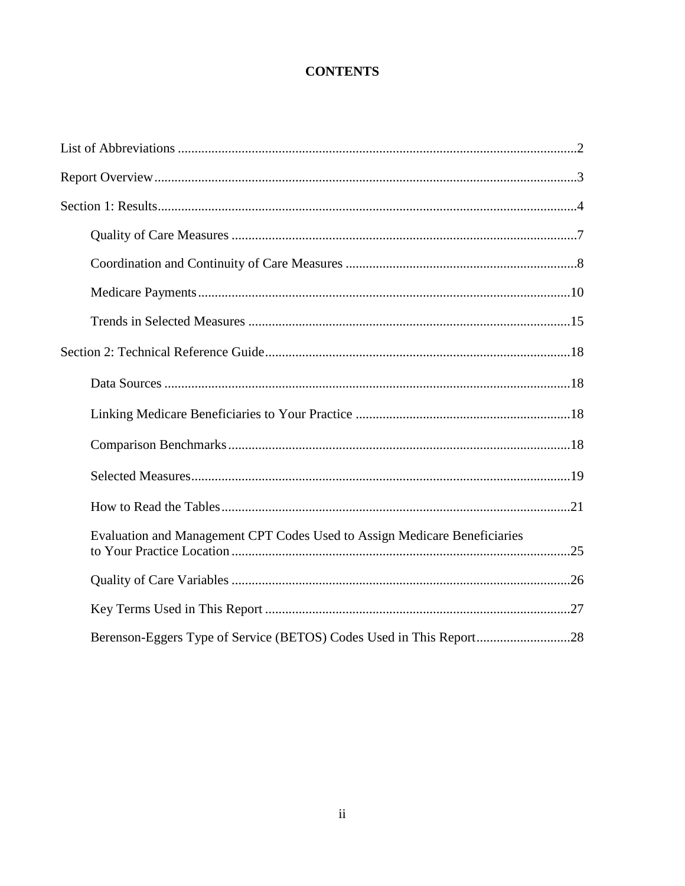# CONTENTS

List of Abbreviations .....2

Report Overview .....3

Section 1: Results .....4

- Quality of Care Measures .....7
- Coordination and Continuity of Care Measures .....8
- Medicare Payments .....10
- Trends in Selected Measures .....15

Section 2: Technical Reference Guide .....18

- Data Sources .....18
- Linking Medicare Beneficiaries to Your Practice .....18
- Comparison Benchmarks .....18
- Selected Measures .....19
- How to Read the Tables .....21
- Evaluation and Management CPT Codes Used to Assign Medicare Beneficiaries to Your Practice Location .....25
- Quality of Care Variables .....26
- Key Terms Used in This Report .....27
- Berenson-Eggers Type of Service (BETOS) Codes Used in This Report .....28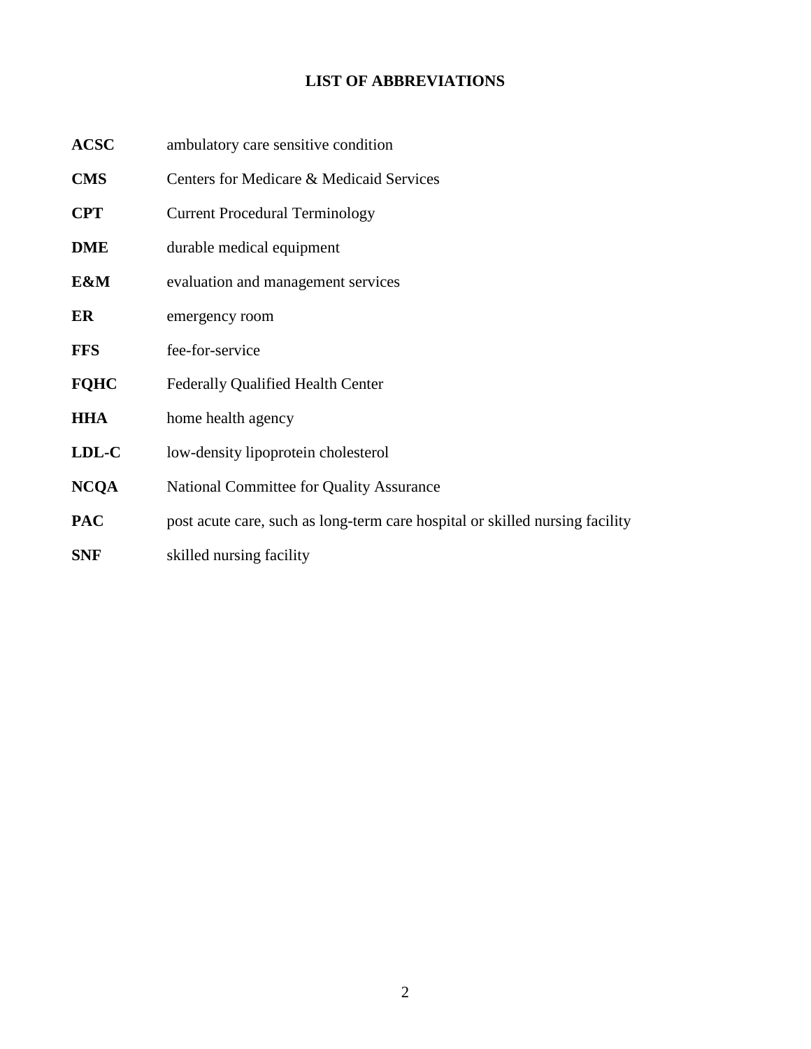# LIST OF ABBREVIATIONS

| | |
|---|---|
| **ACSC** | ambulatory care sensitive condition |
| **CMS** | Centers for Medicare & Medicaid Services |
| **CPT** | Current Procedural Terminology |
| **DME** | durable medical equipment |
| **E&M** | evaluation and management services |
| **ER** | emergency room |
| **FFS** | fee-for-service |
| **FQHC** | Federally Qualified Health Center |
| **HHA** | home health agency |
| **LDL-C** | low-density lipoprotein cholesterol |
| **NCQA** | National Committee for Quality Assurance |
| **PAC** | post acute care, such as long-term care hospital or skilled nursing facility |
| **SNF** | skilled nursing facility |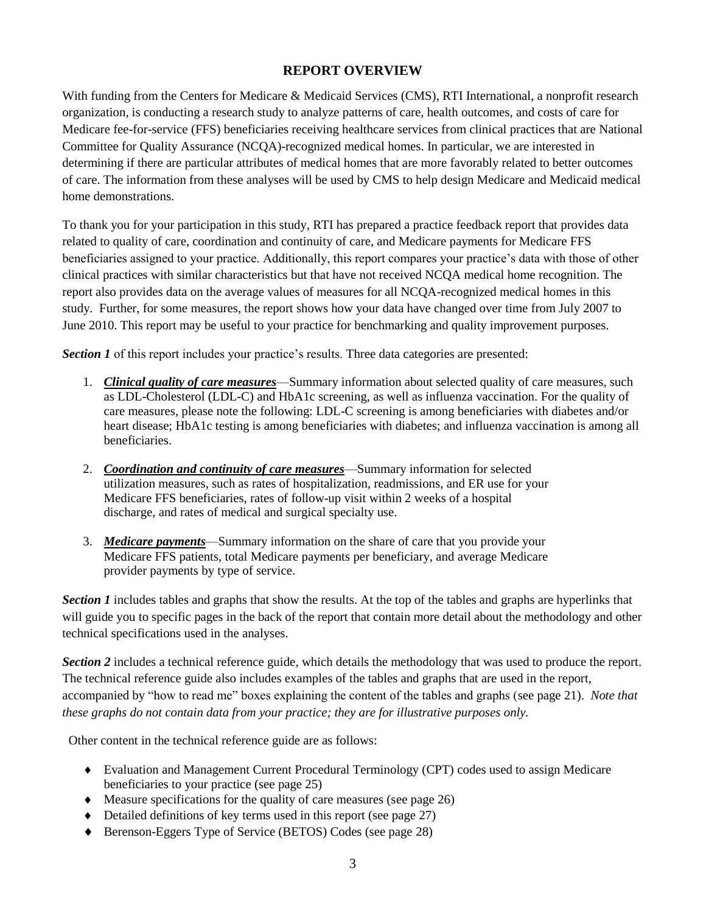# REPORT OVERVIEW

With funding from the Centers for Medicare & Medicaid Services (CMS), RTI International, a nonprofit research organization, is conducting a research study to analyze patterns of care, health outcomes, and costs of care for Medicare fee-for-service (FFS) beneficiaries receiving healthcare services from clinical practices that are National Committee for Quality Assurance (NCQA)-recognized medical homes. In particular, we are interested in determining if there are particular attributes of medical homes that are more favorably related to better outcomes of care. The information from these analyses will be used by CMS to help design Medicare and Medicaid medical home demonstrations.

To thank you for your participation in this study, RTI has prepared a practice feedback report that provides data related to quality of care, coordination and continuity of care, and Medicare payments for Medicare FFS beneficiaries assigned to your practice. Additionally, this report compares your practice's data with those of other clinical practices with similar characteristics but that have not received NCQA medical home recognition. The report also provides data on the average values of measures for all NCQA-recognized medical homes in this study. Further, for some measures, the report shows how your data have changed over time from July 2007 to June 2010. This report may be useful to your practice for benchmarking and quality improvement purposes.

***Section 1*** of this report includes your practice's results. Three data categories are presented:

1. ***Clinical quality of care measures***—Summary information about selected quality of care measures, such as LDL-Cholesterol (LDL-C) and HbA1c screening, as well as influenza vaccination. For the quality of care measures, please note the following: LDL-C screening is among beneficiaries with diabetes and/or heart disease; HbA1c testing is among beneficiaries with diabetes; and influenza vaccination is among all beneficiaries.
2. ***Coordination and continuity of care measures***—Summary information for selected utilization measures, such as rates of hospitalization, readmissions, and ER use for your Medicare FFS beneficiaries, rates of follow-up visit within 2 weeks of a hospital discharge, and rates of medical and surgical specialty use.
3. ***Medicare payments***—Summary information on the share of care that you provide your Medicare FFS patients, total Medicare payments per beneficiary, and average Medicare provider payments by type of service.

***Section 1*** includes tables and graphs that show the results. At the top of the tables and graphs are hyperlinks that will guide you to specific pages in the back of the report that contain more detail about the methodology and other technical specifications used in the analyses.

***Section 2*** includes a technical reference guide, which details the methodology that was used to produce the report. The technical reference guide also includes examples of the tables and graphs that are used in the report, accompanied by "how to read me" boxes explaining the content of the tables and graphs (see page 21). *Note that these graphs do not contain data from your practice; they are for illustrative purposes only.*

Other content in the technical reference guide are as follows:

- Evaluation and Management Current Procedural Terminology (CPT) codes used to assign Medicare beneficiaries to your practice (see page 25)
- Measure specifications for the quality of care measures (see page 26)
- Detailed definitions of key terms used in this report (see page 27)
- Berenson-Eggers Type of Service (BETOS) Codes (see page 28)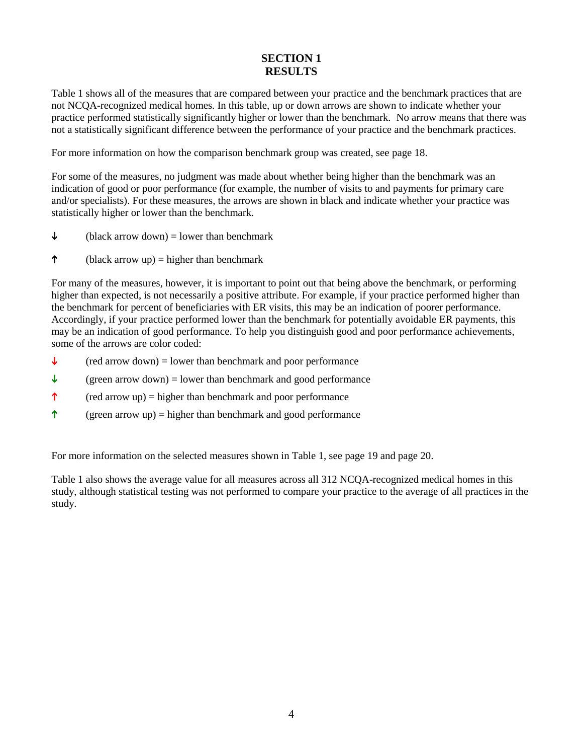# SECTION 1
# RESULTS

Table 1 shows all of the measures that are compared between your practice and the benchmark practices that are not NCQA-recognized medical homes. In this table, up or down arrows are shown to indicate whether your practice performed statistically significantly higher or lower than the benchmark. No arrow means that there was not a statistically significant difference between the performance of your practice and the benchmark practices.

For more information on how the comparison benchmark group was created, see page 18.

For some of the measures, no judgment was made about whether being higher than the benchmark was an indication of good or poor performance (for example, the number of visits to and payments for primary care and/or specialists). For these measures, the arrows are shown in black and indicate whether your practice was statistically higher or lower than the benchmark.

↓ (black arrow down) = lower than benchmark

↑ (black arrow up) = higher than benchmark

For many of the measures, however, it is important to point out that being above the benchmark, or performing higher than expected, is not necessarily a positive attribute. For example, if your practice performed higher than the benchmark for percent of beneficiaries with ER visits, this may be an indication of poorer performance. Accordingly, if your practice performed lower than the benchmark for potentially avoidable ER payments, this may be an indication of good performance. To help you distinguish good and poor performance achievements, some of the arrows are color coded:

↓ (red arrow down) = lower than benchmark and poor performance

↓ (green arrow down) = lower than benchmark and good performance

↑ (red arrow up) = higher than benchmark and poor performance

↑ (green arrow up) = higher than benchmark and good performance

For more information on the selected measures shown in Table 1, see page 19 and page 20.

Table 1 also shows the average value for all measures across all 312 NCQA-recognized medical homes in this study, although statistical testing was not performed to compare your practice to the average of all practices in the study.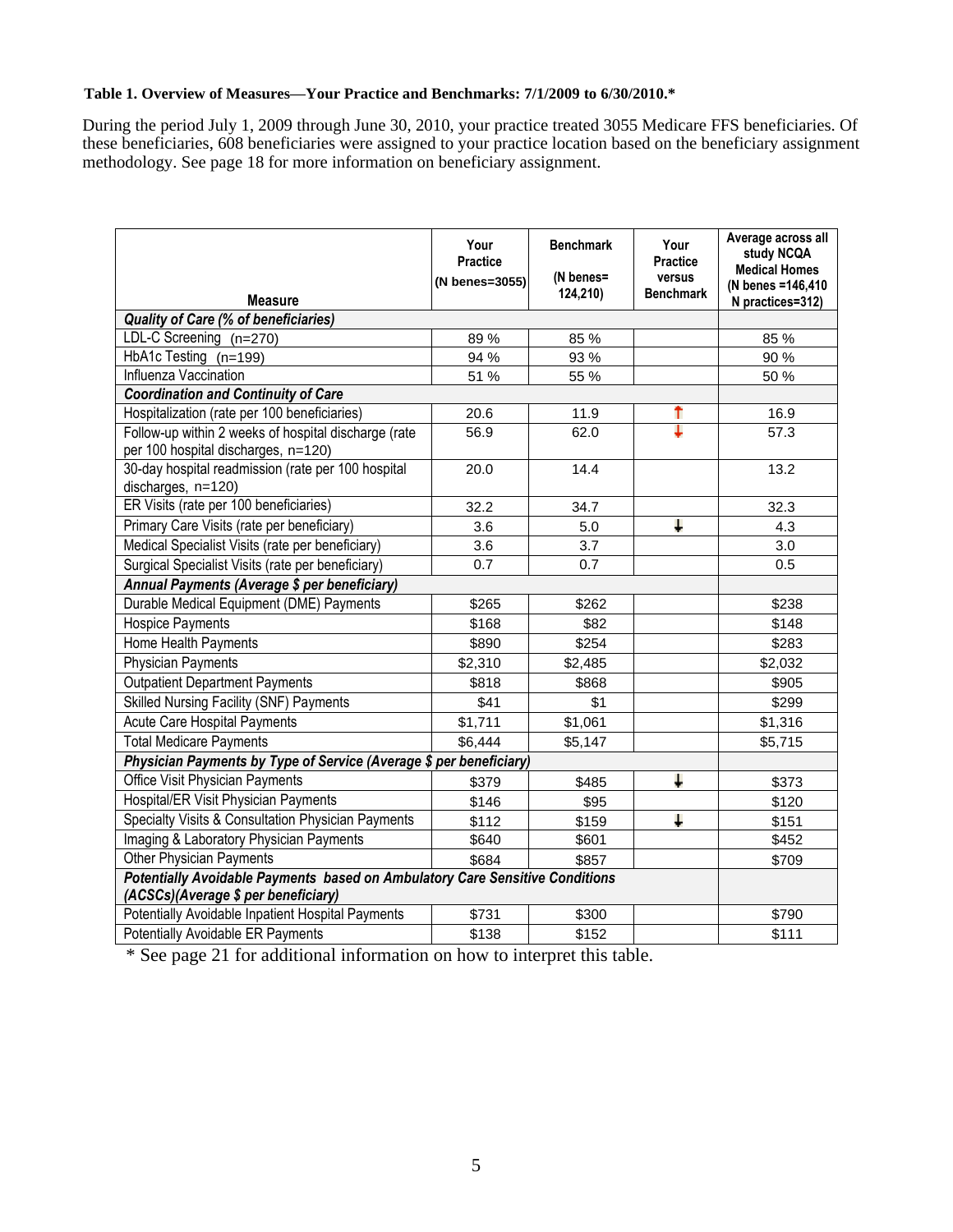**Table 1. Overview of Measures—Your Practice and Benchmarks: 7/1/2009 to 6/30/2010.***

During the period July 1, 2009 through June 30, 2010, your practice treated 3055 Medicare FFS beneficiaries. Of these beneficiaries, 608 beneficiaries were assigned to your practice location based on the beneficiary assignment methodology. See page 18 for more information on beneficiary assignment.

| Measure | Your Practice (N benes=3055) | Benchmark (N benes= 124,210) | Your Practice versus Benchmark | Average across all study NCQA Medical Homes (N benes =146,410 N practices=312) |
|---|---|---|---|---|
| ***Quality of Care (% of beneficiaries)*** | | | | |
| LDL-C Screening (n=270) | 89 % | 85 % | | 85 % |
| HbA1c Testing (n=199) | 94 % | 93 % | | 90 % |
| Influenza Vaccination | 51 % | 55 % | | 50 % |
| ***Coordination and Continuity of Care*** | | | | |
| Hospitalization (rate per 100 beneficiaries) | 20.6 | 11.9 | ↑ | 16.9 |
| Follow-up within 2 weeks of hospital discharge (rate per 100 hospital discharges, n=120) | 56.9 | 62.0 | ↓ | 57.3 |
| 30-day hospital readmission (rate per 100 hospital discharges, n=120) | 20.0 | 14.4 | | 13.2 |
| ER Visits (rate per 100 beneficiaries) | 32.2 | 34.7 | | 32.3 |
| Primary Care Visits (rate per beneficiary) | 3.6 | 5.0 | ↓ | 4.3 |
| Medical Specialist Visits (rate per beneficiary) | 3.6 | 3.7 | | 3.0 |
| Surgical Specialist Visits (rate per beneficiary) | 0.7 | 0.7 | | 0.5 |
| ***Annual Payments (Average $ per beneficiary)*** | | | | |
| Durable Medical Equipment (DME) Payments | $265 | $262 | | $238 |
| Hospice Payments | $168 | $82 | | $148 |
| Home Health Payments | $890 | $254 | | $283 |
| Physician Payments | $2,310 | $2,485 | | $2,032 |
| Outpatient Department Payments | $818 | $868 | | $905 |
| Skilled Nursing Facility (SNF) Payments | $41 | $1 | | $299 |
| Acute Care Hospital Payments | $1,711 | $1,061 | | $1,316 |
| Total Medicare Payments | $6,444 | $5,147 | | $5,715 |
| ***Physician Payments by Type of Service (Average $ per beneficiary)*** | | | | |
| Office Visit Physician Payments | $379 | $485 | ↓ | $373 |
| Hospital/ER Visit Physician Payments | $146 | $95 | | $120 |
| Specialty Visits & Consultation Physician Payments | $112 | $159 | ↓ | $151 |
| Imaging & Laboratory Physician Payments | $640 | $601 | | $452 |
| Other Physician Payments | $684 | $857 | | $709 |
| ***Potentially Avoidable Payments based on Ambulatory Care Sensitive Conditions (ACSCs)(Average $ per beneficiary)*** | | | | |
| Potentially Avoidable Inpatient Hospital Payments | $731 | $300 | | $790 |
| Potentially Avoidable ER Payments | $138 | $152 | | $111 |

* See page 21 for additional information on how to interpret this table.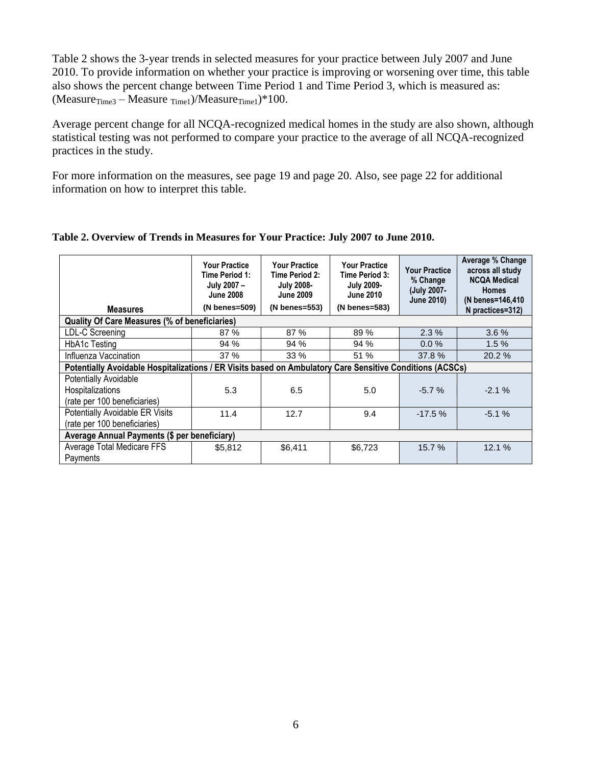Table 2 shows the 3-year trends in selected measures for your practice between July 2007 and June 2010. To provide information on whether your practice is improving or worsening over time, this table also shows the percent change between Time Period 1 and Time Period 3, which is measured as: $(\text{Measure}_{\text{Time3}} - \text{Measure}_{\text{Time1}})/\text{Measure}_{\text{Time1}})*100$.

Average percent change for all NCQA-recognized medical homes in the study are also shown, although statistical testing was not performed to compare your practice to the average of all NCQA-recognized practices in the study.

For more information on the measures, see page 19 and page 20. Also, see page 22 for additional information on how to interpret this table.

**Table 2. Overview of Trends in Measures for Your Practice: July 2007 to June 2010.**

| Measures | Your Practice Time Period 1: July 2007 – June 2008 (N benes=509) | Your Practice Time Period 2: July 2008- June 2009 (N benes=553) | Your Practice Time Period 3: July 2009- June 2010 (N benes=583) | Your Practice % Change (July 2007- June 2010) | Average % Change across all study NCQA Medical Homes (N benes=146,410 N practices=312) |
|---|---|---|---|---|---|
| **Quality Of Care Measures (% of beneficiaries)** | | | | | |
| LDL-C Screening | 87 % | 87 % | 89 % | 2.3 % | 3.6 % |
| HbA1c Testing | 94 % | 94 % | 94 % | 0.0 % | 1.5 % |
| Influenza Vaccination | 37 % | 33 % | 51 % | 37.8 % | 20.2 % |
| **Potentially Avoidable Hospitalizations / ER Visits based on Ambulatory Care Sensitive Conditions (ACSCs)** | | | | | |
| Potentially Avoidable Hospitalizations (rate per 100 beneficiaries) | 5.3 | 6.5 | 5.0 | -5.7 % | -2.1 % |
| Potentially Avoidable ER Visits (rate per 100 beneficiaries) | 11.4 | 12.7 | 9.4 | -17.5 % | -5.1 % |
| **Average Annual Payments ($ per beneficiary)** | | | | | |
| Average Total Medicare FFS Payments | $5,812 | $6,411 | $6,723 | 15.7 % | 12.1 % |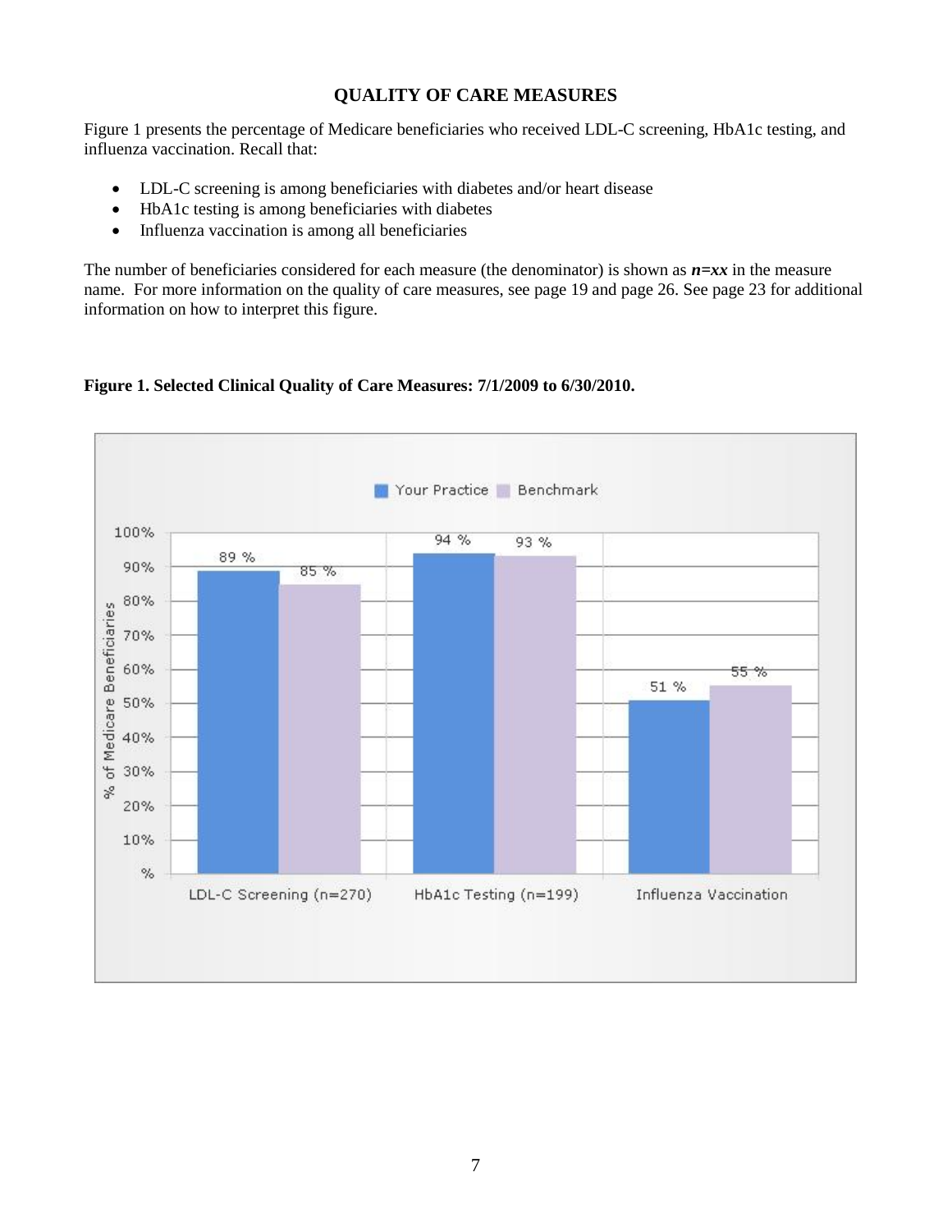## QUALITY OF CARE MEASURES

Figure 1 presents the percentage of Medicare beneficiaries who received LDL-C screening, HbA1c testing, and influenza vaccination. Recall that:

- LDL-C screening is among beneficiaries with diabetes and/or heart disease
- HbA1c testing is among beneficiaries with diabetes
- Influenza vaccination is among all beneficiaries

The number of beneficiaries considered for each measure (the denominator) is shown as ***n=xx*** in the measure name. For more information on the quality of care measures, see page 19 and page 26. See page 23 for additional information on how to interpret this figure.

**Figure 1. Selected Clinical Quality of Care Measures: 7/1/2009 to 6/30/2010.**

| Measure | Your Practice | Benchmark |
| --- | --- | --- |
| LDL-C Screening (n=270) | 89 % | 85 % |
| HbA1c Testing (n=199) | 94 % | 93 % |
| Influenza Vaccination | 51 % | 55 % |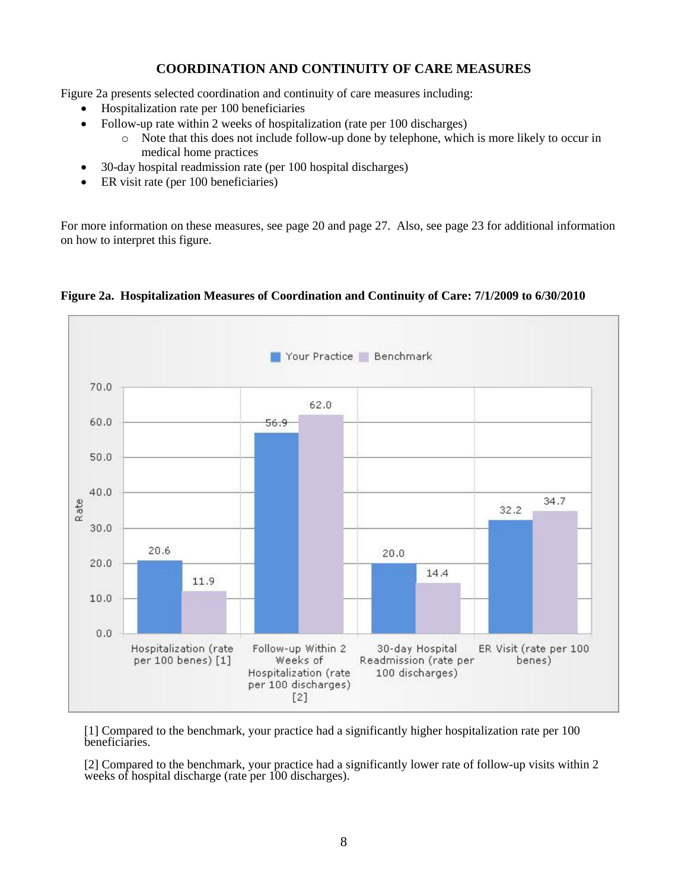# COORDINATION AND CONTINUITY OF CARE MEASURES

Figure 2a presents selected coordination and continuity of care measures including:

- Hospitalization rate per 100 beneficiaries
- Follow-up rate within 2 weeks of hospitalization (rate per 100 discharges)
  - Note that this does not include follow-up done by telephone, which is more likely to occur in medical home practices
- 30-day hospital readmission rate (per 100 hospital discharges)
- ER visit rate (per 100 beneficiaries)

For more information on these measures, see page 20 and page 27. Also, see page 23 for additional information on how to interpret this figure.

**Figure 2a. Hospitalization Measures of Coordination and Continuity of Care: 7/1/2009 to 6/30/2010**

| Measure | Your Practice | Benchmark |
|---|---|---|
| Hospitalization (rate per 100 benes) [1] | 20.6 | 11.9 |
| Follow-up Within 2 Weeks of Hospitalization (rate per 100 discharges) [2] | 56.9 | 62.0 |
| 30-day Hospital Readmission (rate per 100 discharges) | 20.0 | 14.4 |
| ER Visit (rate per 100 benes) | 32.2 | 34.7 |

[1] Compared to the benchmark, your practice had a significantly higher hospitalization rate per 100 beneficiaries.

[2] Compared to the benchmark, your practice had a significantly lower rate of follow-up visits within 2 weeks of hospital discharge (rate per 100 discharges).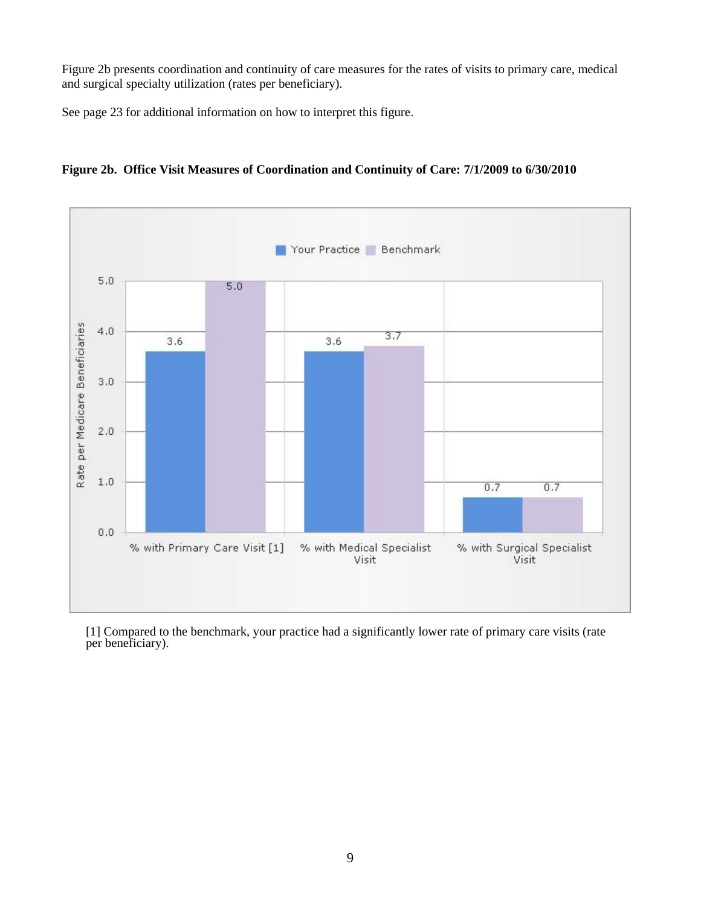Figure 2b presents coordination and continuity of care measures for the rates of visits to primary care, medical and surgical specialty utilization (rates per beneficiary).

See page 23 for additional information on how to interpret this figure.

**Figure 2b. Office Visit Measures of Coordination and Continuity of Care: 7/1/2009 to 6/30/2010**

| Measure (Rate per Medicare Beneficiaries) | Your Practice | Benchmark |
|---|---|---|
| % with Primary Care Visit [1] | 3.6 | 5.0 |
| % with Medical Specialist Visit | 3.6 | 3.7 |
| % with Surgical Specialist Visit | 0.7 | 0.7 |

[1] Compared to the benchmark, your practice had a significantly lower rate of primary care visits (rate per beneficiary).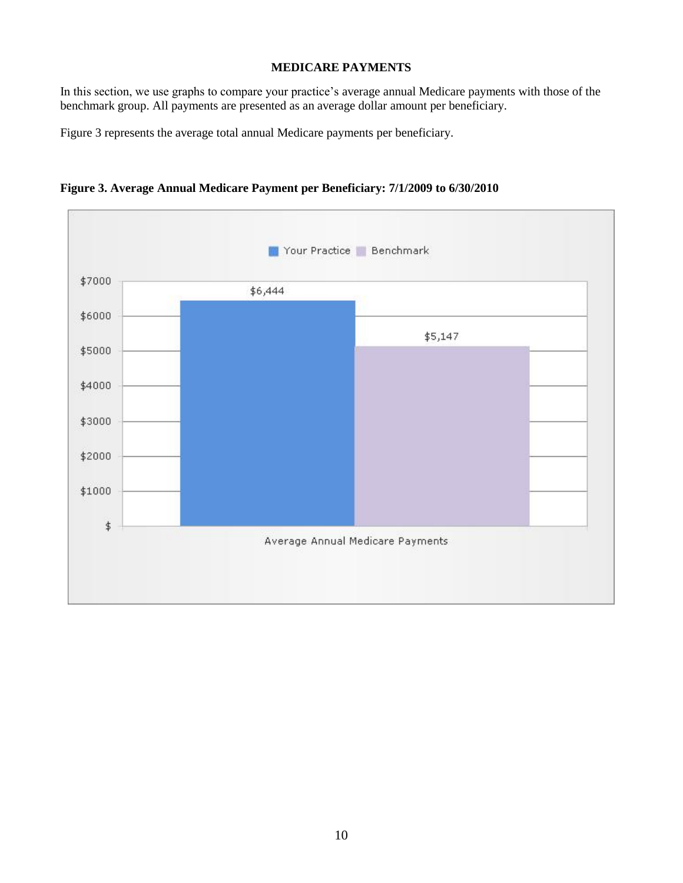## MEDICARE PAYMENTS

In this section, we use graphs to compare your practice's average annual Medicare payments with those of the benchmark group. All payments are presented as an average dollar amount per beneficiary.

Figure 3 represents the average total annual Medicare payments per beneficiary.

**Figure 3. Average Annual Medicare Payment per Beneficiary: 7/1/2009 to 6/30/2010**

| | Your Practice | Benchmark |
|---|---|---|
| Average Annual Medicare Payments | $6,444 | $5,147 |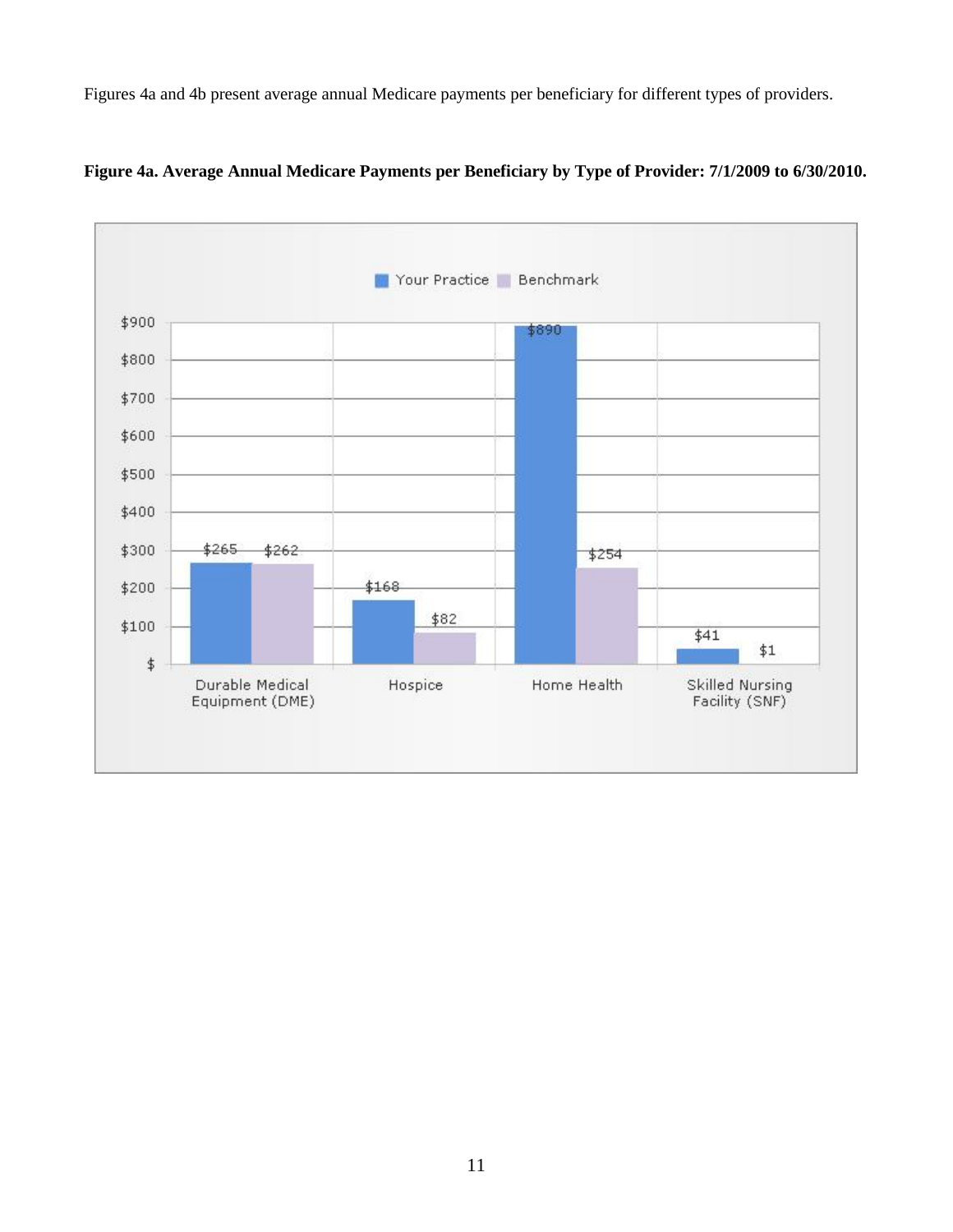Figures 4a and 4b present average annual Medicare payments per beneficiary for different types of providers.

**Figure 4a. Average Annual Medicare Payments per Beneficiary by Type of Provider: 7/1/2009 to 6/30/2010.**

| Type of Provider | Your Practice | Benchmark |
|---|---|---|
| Durable Medical Equipment (DME) | $265 | $262 |
| Hospice | $168 | $82 |
| Home Health | $890 | $254 |
| Skilled Nursing Facility (SNF) | $41 | $1 |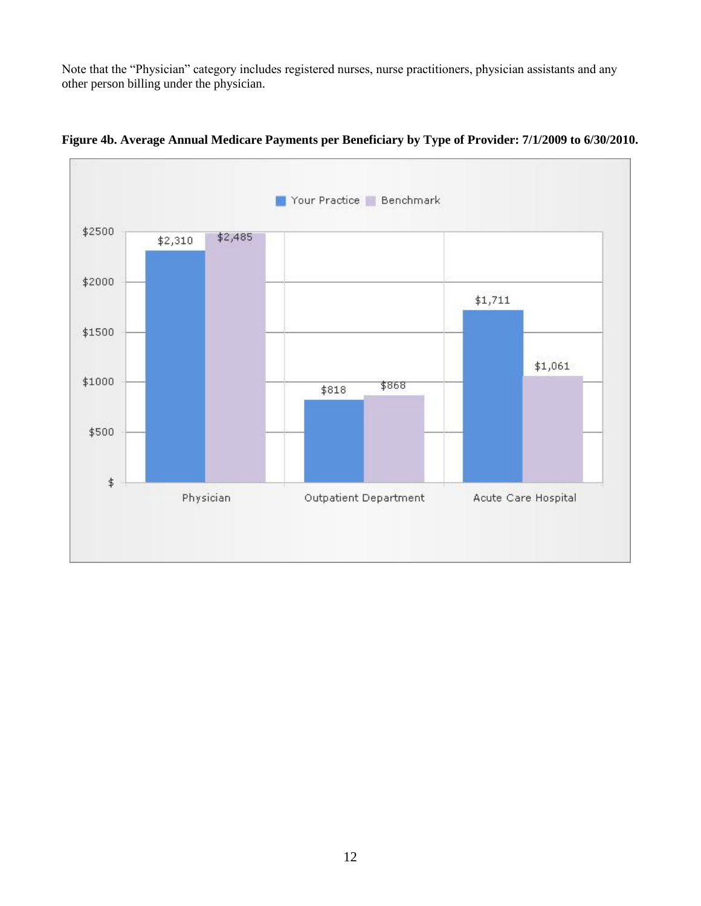Note that the "Physician" category includes registered nurses, nurse practitioners, physician assistants and any other person billing under the physician.

**Figure 4b. Average Annual Medicare Payments per Beneficiary by Type of Provider: 7/1/2009 to 6/30/2010.**

| Type of Provider | Your Practice | Benchmark |
|---|---|---|
| Physician | $2,310 | $2,485 |
| Outpatient Department | $818 | $868 |
| Acute Care Hospital | $1,711 | $1,061 |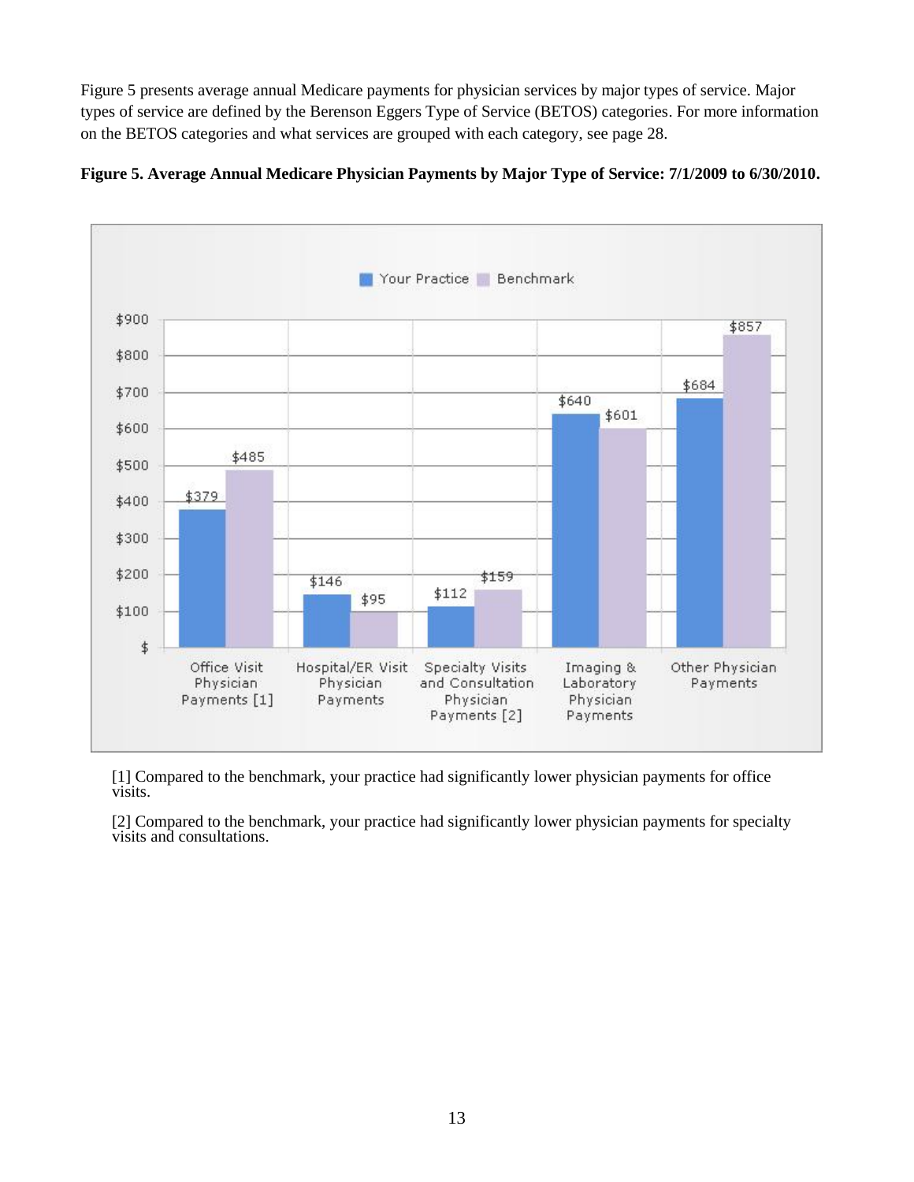Figure 5 presents average annual Medicare payments for physician services by major types of service. Major types of service are defined by the Berenson Eggers Type of Service (BETOS) categories. For more information on the BETOS categories and what services are grouped with each category, see page 28.

**Figure 5. Average Annual Medicare Physician Payments by Major Type of Service: 7/1/2009 to 6/30/2010.**

| | Your Practice | Benchmark |
|---|---|---|
| Office Visit Physician Payments [1] | $379 | $485 |
| Hospital/ER Visit Physician Payments | $146 | $95 |
| Specialty Visits and Consultation Physician Payments [2] | $112 | $159 |
| Imaging & Laboratory Physician Payments | $640 | $601 |
| Other Physician Payments | $684 | $857 |

[1] Compared to the benchmark, your practice had significantly lower physician payments for office visits.

[2] Compared to the benchmark, your practice had significantly lower physician payments for specialty visits and consultations.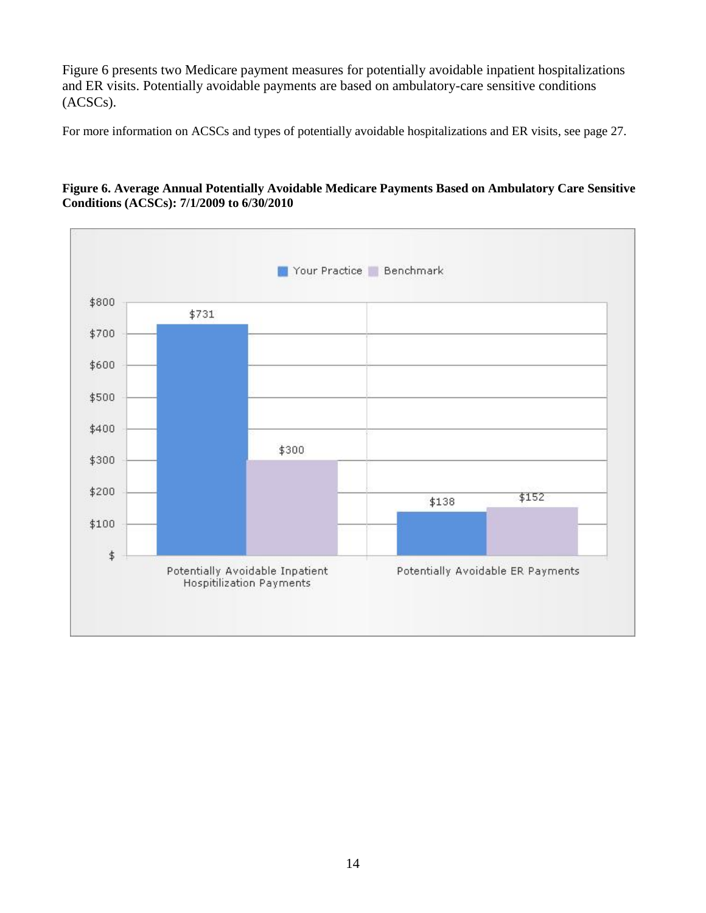Figure 6 presents two Medicare payment measures for potentially avoidable inpatient hospitalizations and ER visits. Potentially avoidable payments are based on ambulatory-care sensitive conditions (ACSCs).

For more information on ACSCs and types of potentially avoidable hospitalizations and ER visits, see page 27.

**Figure 6. Average Annual Potentially Avoidable Medicare Payments Based on Ambulatory Care Sensitive Conditions (ACSCs): 7/1/2009 to 6/30/2010**

| | Your Practice | Benchmark |
|---|---|---|
| Potentially Avoidable Inpatient Hospitilization Payments | $731 | $300 |
| Potentially Avoidable ER Payments | $138 | $152 |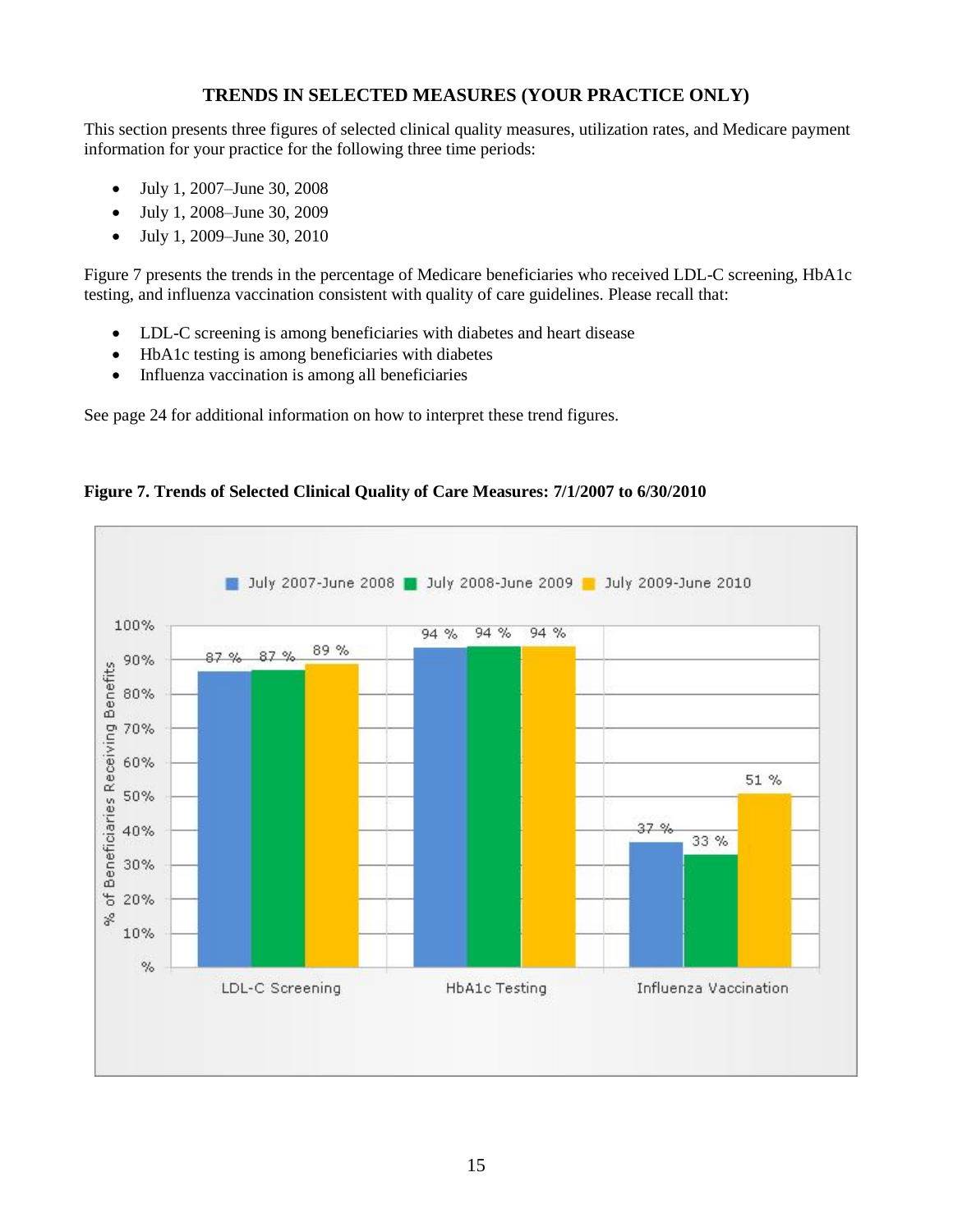## TRENDS IN SELECTED MEASURES (YOUR PRACTICE ONLY)

This section presents three figures of selected clinical quality measures, utilization rates, and Medicare payment information for your practice for the following three time periods:

- July 1, 2007–June 30, 2008
- July 1, 2008–June 30, 2009
- July 1, 2009–June 30, 2010

Figure 7 presents the trends in the percentage of Medicare beneficiaries who received LDL-C screening, HbA1c testing, and influenza vaccination consistent with quality of care guidelines. Please recall that:

- LDL-C screening is among beneficiaries with diabetes and heart disease
- HbA1c testing is among beneficiaries with diabetes
- Influenza vaccination is among all beneficiaries

See page 24 for additional information on how to interpret these trend figures.

**Figure 7. Trends of Selected Clinical Quality of Care Measures: 7/1/2007 to 6/30/2010**

| % of Beneficiaries Receiving Benefits | July 2007-June 2008 | July 2008-June 2009 | July 2009-June 2010 |
|---|---|---|---|
| LDL-C Screening | 87 % | 87 % | 89 % |
| HbA1c Testing | 94 % | 94 % | 94 % |
| Influenza Vaccination | 37 % | 33 % | 51 % |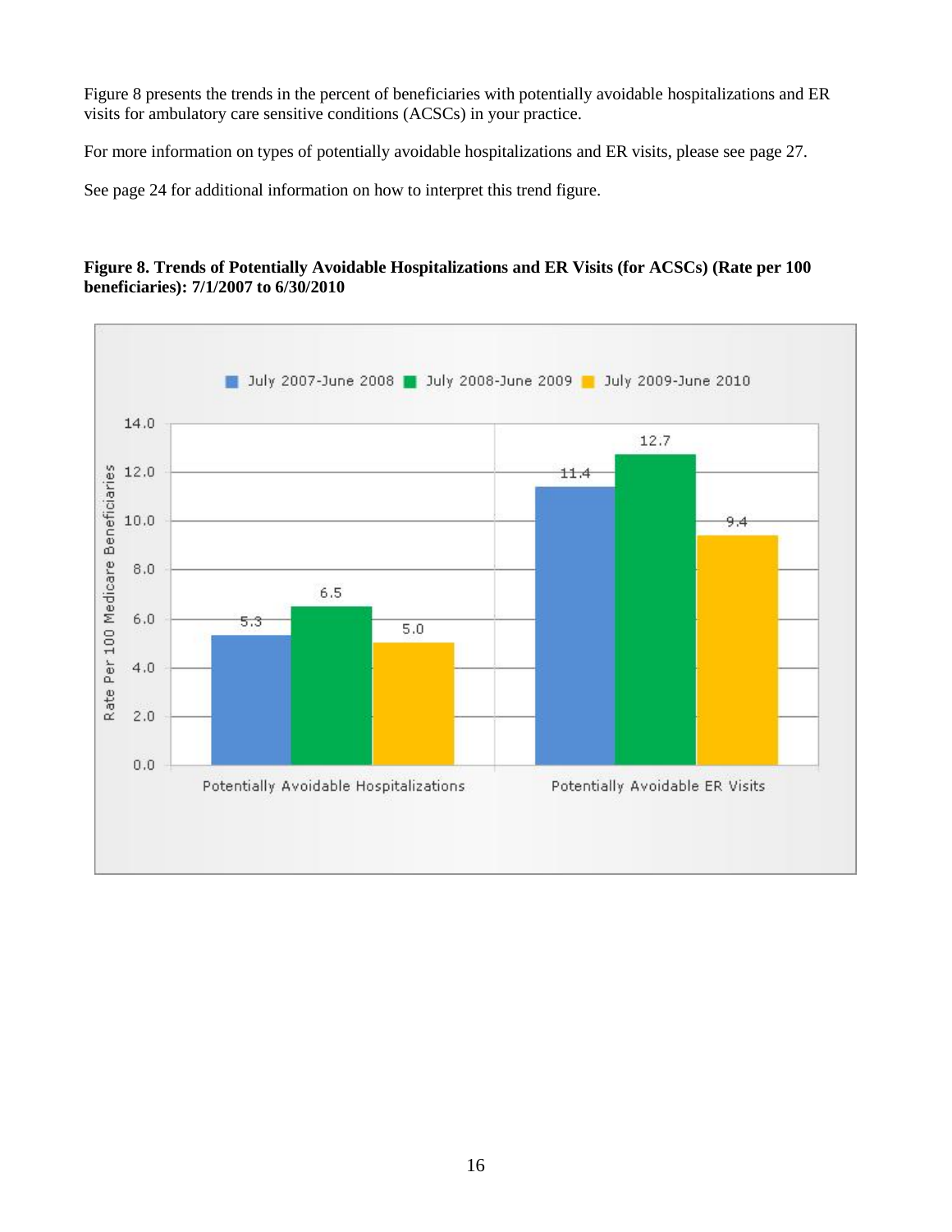Figure 8 presents the trends in the percent of beneficiaries with potentially avoidable hospitalizations and ER visits for ambulatory care sensitive conditions (ACSCs) in your practice.

For more information on types of potentially avoidable hospitalizations and ER visits, please see page 27.

See page 24 for additional information on how to interpret this trend figure.

**Figure 8. Trends of Potentially Avoidable Hospitalizations and ER Visits (for ACSCs) (Rate per 100 beneficiaries): 7/1/2007 to 6/30/2010**

| Rate Per 100 Medicare Beneficiaries | July 2007-June 2008 | July 2008-June 2009 | July 2009-June 2010 |
|---|---|---|---|
| Potentially Avoidable Hospitalizations | 5.3 | 6.5 | 5.0 |
| Potentially Avoidable ER Visits | 11.4 | 12.7 | 9.4 |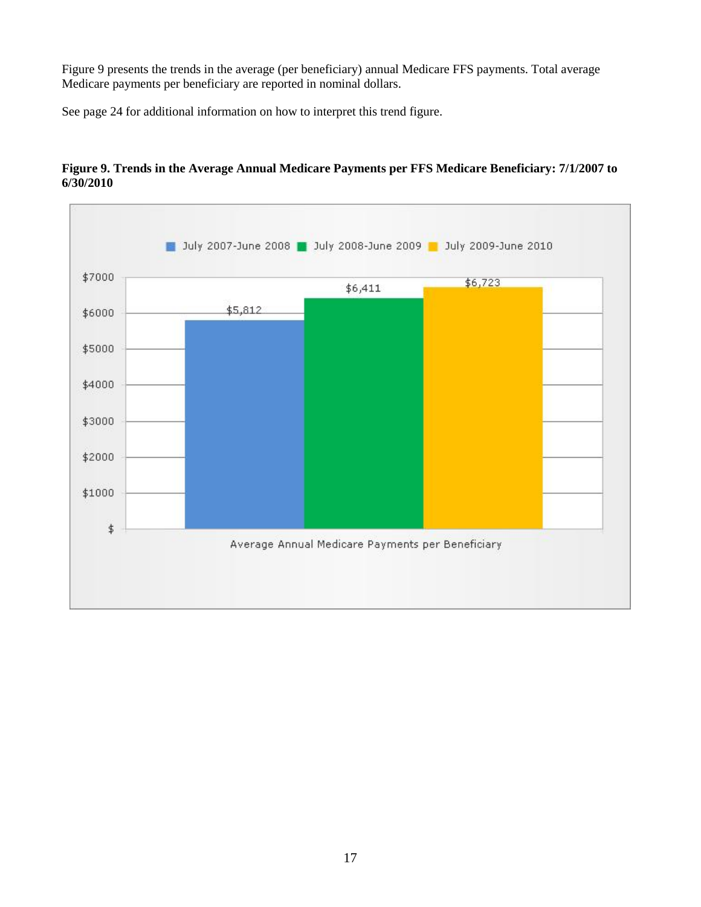Figure 9 presents the trends in the average (per beneficiary) annual Medicare FFS payments. Total average Medicare payments per beneficiary are reported in nominal dollars.

See page 24 for additional information on how to interpret this trend figure.

**Figure 9. Trends in the Average Annual Medicare Payments per FFS Medicare Beneficiary: 7/1/2007 to 6/30/2010**

| | July 2007-June 2008 | July 2008-June 2009 | July 2009-June 2010 |
|---|---|---|---|
| Average Annual Medicare Payments per Beneficiary | $5,812 | $6,411 | $6,723 |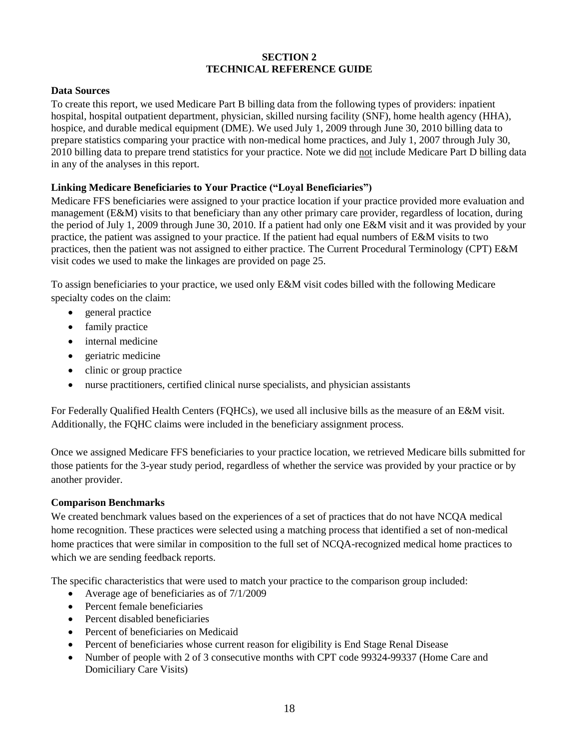# SECTION 2
# TECHNICAL REFERENCE GUIDE

## Data Sources

To create this report, we used Medicare Part B billing data from the following types of providers: inpatient hospital, hospital outpatient department, physician, skilled nursing facility (SNF), home health agency (HHA), hospice, and durable medical equipment (DME). We used July 1, 2009 through June 30, 2010 billing data to prepare statistics comparing your practice with non-medical home practices, and July 1, 2007 through July 30, 2010 billing data to prepare trend statistics for your practice. Note we did not include Medicare Part D billing data in any of the analyses in this report.

## Linking Medicare Beneficiaries to Your Practice ("Loyal Beneficiaries")

Medicare FFS beneficiaries were assigned to your practice location if your practice provided more evaluation and management (E&M) visits to that beneficiary than any other primary care provider, regardless of location, during the period of July 1, 2009 through June 30, 2010. If a patient had only one E&M visit and it was provided by your practice, the patient was assigned to your practice. If the patient had equal numbers of E&M visits to two practices, then the patient was not assigned to either practice. The Current Procedural Terminology (CPT) E&M visit codes we used to make the linkages are provided on page 25.

To assign beneficiaries to your practice, we used only E&M visit codes billed with the following Medicare specialty codes on the claim:

- general practice
- family practice
- internal medicine
- geriatric medicine
- clinic or group practice
- nurse practitioners, certified clinical nurse specialists, and physician assistants

For Federally Qualified Health Centers (FQHCs), we used all inclusive bills as the measure of an E&M visit. Additionally, the FQHC claims were included in the beneficiary assignment process.

Once we assigned Medicare FFS beneficiaries to your practice location, we retrieved Medicare bills submitted for those patients for the 3-year study period, regardless of whether the service was provided by your practice or by another provider.

## Comparison Benchmarks

We created benchmark values based on the experiences of a set of practices that do not have NCQA medical home recognition. These practices were selected using a matching process that identified a set of non-medical home practices that were similar in composition to the full set of NCQA-recognized medical home practices to which we are sending feedback reports.

The specific characteristics that were used to match your practice to the comparison group included:

- Average age of beneficiaries as of 7/1/2009
- Percent female beneficiaries
- Percent disabled beneficiaries
- Percent of beneficiaries on Medicaid
- Percent of beneficiaries whose current reason for eligibility is End Stage Renal Disease
- Number of people with 2 of 3 consecutive months with CPT code 99324-99337 (Home Care and Domiciliary Care Visits)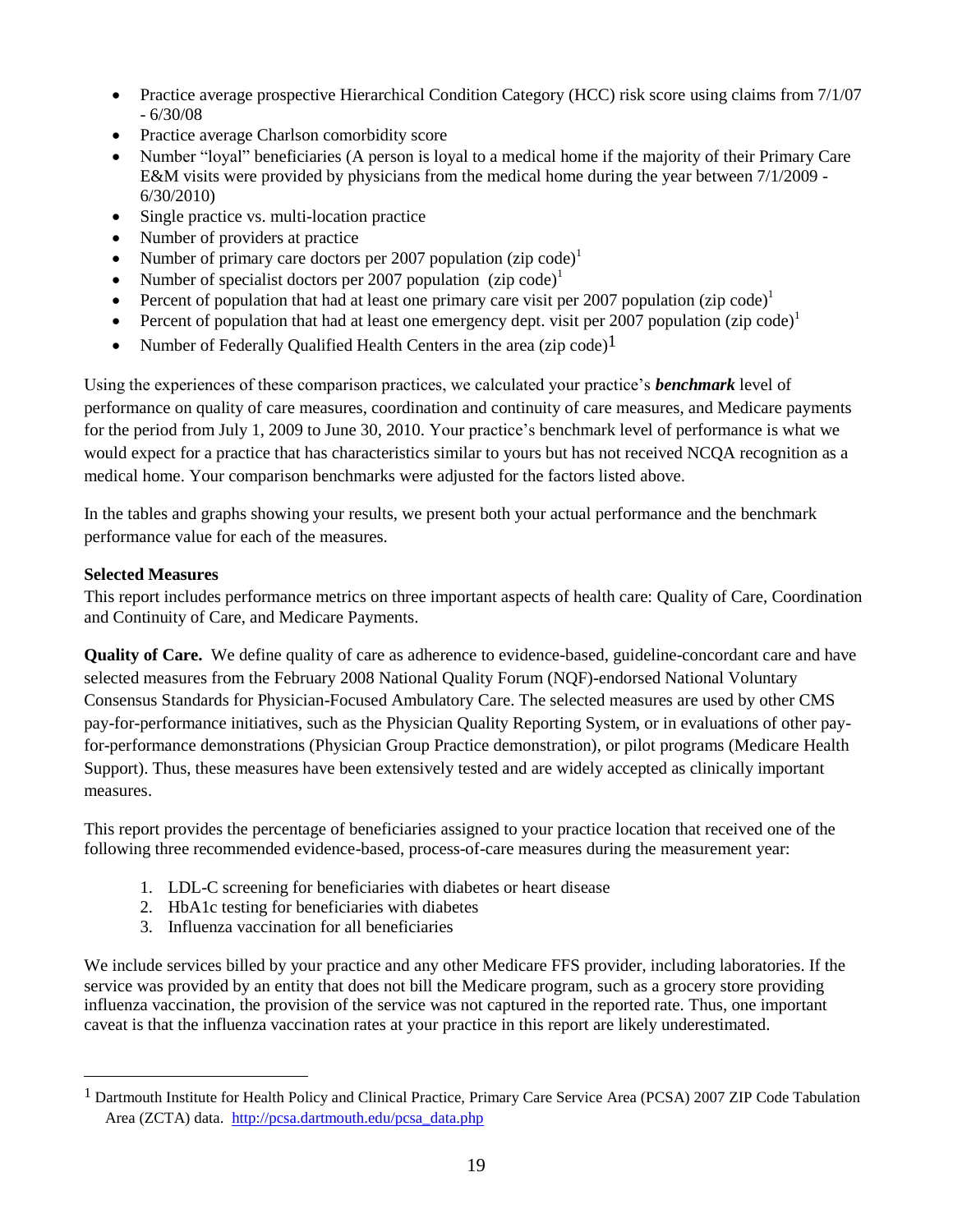- Practice average prospective Hierarchical Condition Category (HCC) risk score using claims from 7/1/07 - 6/30/08
- Practice average Charlson comorbidity score
- Number "loyal" beneficiaries (A person is loyal to a medical home if the majority of their Primary Care E&M visits were provided by physicians from the medical home during the year between 7/1/2009 - 6/30/2010)
- Single practice vs. multi-location practice
- Number of providers at practice
- Number of primary care doctors per 2007 population (zip code)[1]
- Number of specialist doctors per 2007 population (zip code)[1]
- Percent of population that had at least one primary care visit per 2007 population (zip code)[1]
- Percent of population that had at least one emergency dept. visit per 2007 population (zip code)[1]
- Number of Federally Qualified Health Centers in the area (zip code)[1]

Using the experiences of these comparison practices, we calculated your practice's ***benchmark*** level of performance on quality of care measures, coordination and continuity of care measures, and Medicare payments for the period from July 1, 2009 to June 30, 2010. Your practice's benchmark level of performance is what we would expect for a practice that has characteristics similar to yours but has not received NCQA recognition as a medical home. Your comparison benchmarks were adjusted for the factors listed above.

In the tables and graphs showing your results, we present both your actual performance and the benchmark performance value for each of the measures.

**Selected Measures**

This report includes performance metrics on three important aspects of health care: Quality of Care, Coordination and Continuity of Care, and Medicare Payments.

**Quality of Care.** We define quality of care as adherence to evidence-based, guideline-concordant care and have selected measures from the February 2008 National Quality Forum (NQF)-endorsed National Voluntary Consensus Standards for Physician-Focused Ambulatory Care. The selected measures are used by other CMS pay-for-performance initiatives, such as the Physician Quality Reporting System, or in evaluations of other pay-for-performance demonstrations (Physician Group Practice demonstration), or pilot programs (Medicare Health Support). Thus, these measures have been extensively tested and are widely accepted as clinically important measures.

This report provides the percentage of beneficiaries assigned to your practice location that received one of the following three recommended evidence-based, process-of-care measures during the measurement year:

1. LDL-C screening for beneficiaries with diabetes or heart disease
2. HbA1c testing for beneficiaries with diabetes
3. Influenza vaccination for all beneficiaries

We include services billed by your practice and any other Medicare FFS provider, including laboratories. If the service was provided by an entity that does not bill the Medicare program, such as a grocery store providing influenza vaccination, the provision of the service was not captured in the reported rate. Thus, one important caveat is that the influenza vaccination rates at your practice in this report are likely underestimated.

---

[1] Dartmouth Institute for Health Policy and Clinical Practice, Primary Care Service Area (PCSA) 2007 ZIP Code Tabulation Area (ZCTA) data. http://pcsa.dartmouth.edu/pcsa_data.php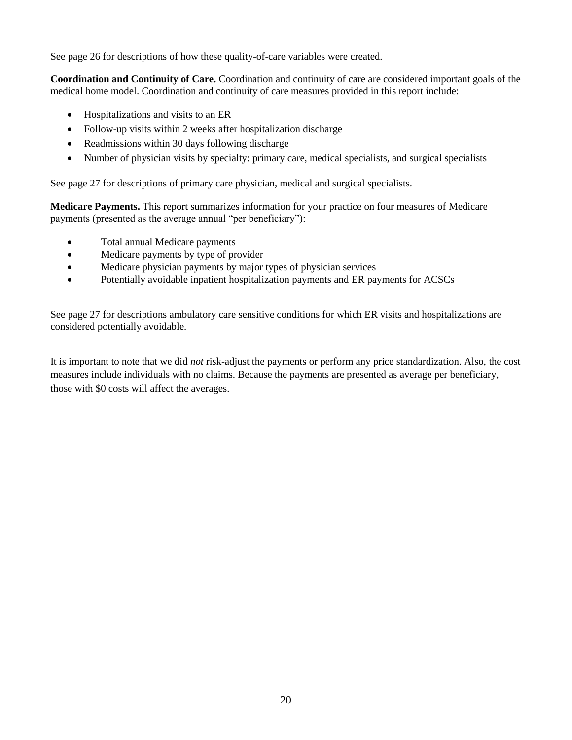See page 26 for descriptions of how these quality-of-care variables were created.

**Coordination and Continuity of Care.** Coordination and continuity of care are considered important goals of the medical home model. Coordination and continuity of care measures provided in this report include:

- Hospitalizations and visits to an ER
- Follow-up visits within 2 weeks after hospitalization discharge
- Readmissions within 30 days following discharge
- Number of physician visits by specialty: primary care, medical specialists, and surgical specialists

See page 27 for descriptions of primary care physician, medical and surgical specialists.

**Medicare Payments.** This report summarizes information for your practice on four measures of Medicare payments (presented as the average annual "per beneficiary"):

- Total annual Medicare payments
- Medicare payments by type of provider
- Medicare physician payments by major types of physician services
- Potentially avoidable inpatient hospitalization payments and ER payments for ACSCs

See page 27 for descriptions ambulatory care sensitive conditions for which ER visits and hospitalizations are considered potentially avoidable.

It is important to note that we did *not* risk-adjust the payments or perform any price standardization. Also, the cost measures include individuals with no claims. Because the payments are presented as average per beneficiary, those with $0 costs will affect the averages.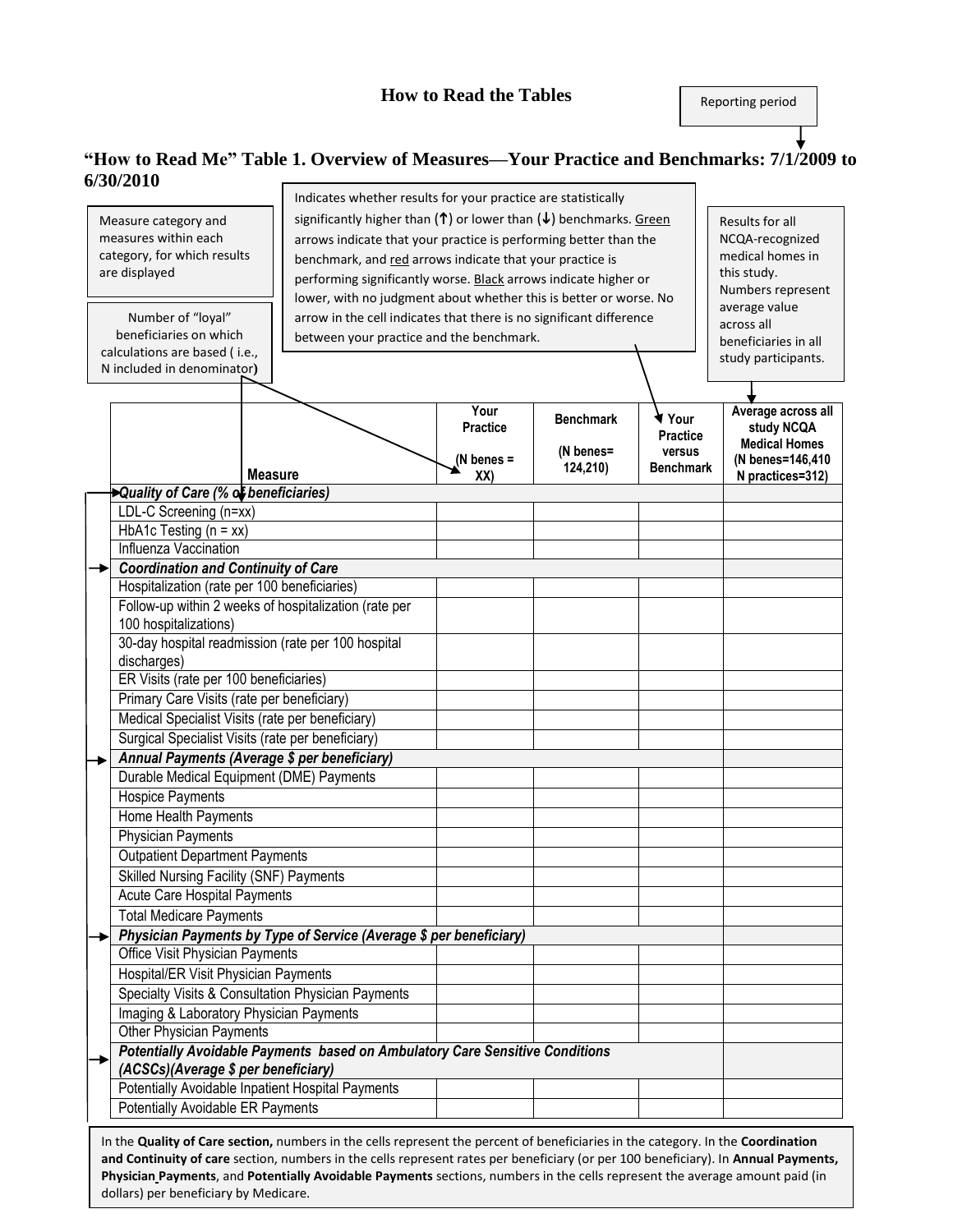## How to Read the Tables

Reporting period

### "How to Read Me" Table 1. Overview of Measures—Your Practice and Benchmarks: 7/1/2009 to 6/30/2010

Measure category and measures within each category, for which results are displayed

Number of "loyal" beneficiaries on which calculations are based ( i.e., N included in denominator)

Indicates whether results for your practice are statistically significantly higher than (↑) or lower than (↓) benchmarks. Green arrows indicate that your practice is performing better than the benchmark, and red arrows indicate that your practice is performing significantly worse. Black arrows indicate higher or lower, with no judgment about whether this is better or worse. No arrow in the cell indicates that there is no significant difference between your practice and the benchmark.

Results for all NCQA-recognized medical homes in this study. Numbers represent average value across all beneficiaries in all study participants.

| Measure | Your Practice (N benes = XX) | Benchmark (N benes= 124,210) | Your Practice versus Benchmark | Average across all study NCQA Medical Homes (N benes=146,410 N practices=312) |
|---|---|---|---|---|
| ***Quality of Care (% of beneficiaries)*** | | | | |
| LDL-C Screening (n=xx) | | | | |
| HbA1c Testing (n = xx) | | | | |
| Influenza Vaccination | | | | |
| ***Coordination and Continuity of Care*** | | | | |
| Hospitalization (rate per 100 beneficiaries) | | | | |
| Follow-up within 2 weeks of hospitalization (rate per 100 hospitalizations) | | | | |
| 30-day hospital readmission (rate per 100 hospital discharges) | | | | |
| ER Visits (rate per 100 beneficiaries) | | | | |
| Primary Care Visits (rate per beneficiary) | | | | |
| Medical Specialist Visits (rate per beneficiary) | | | | |
| Surgical Specialist Visits (rate per beneficiary) | | | | |
| ***Annual Payments (Average $ per beneficiary)*** | | | | |
| Durable Medical Equipment (DME) Payments | | | | |
| Hospice Payments | | | | |
| Home Health Payments | | | | |
| Physician Payments | | | | |
| Outpatient Department Payments | | | | |
| Skilled Nursing Facility (SNF) Payments | | | | |
| Acute Care Hospital Payments | | | | |
| Total Medicare Payments | | | | |
| ***Physician Payments by Type of Service (Average $ per beneficiary)*** | | | | |
| Office Visit Physician Payments | | | | |
| Hospital/ER Visit Physician Payments | | | | |
| Specialty Visits & Consultation Physician Payments | | | | |
| Imaging & Laboratory Physician Payments | | | | |
| Other Physician Payments | | | | |
| ***Potentially Avoidable Payments based on Ambulatory Care Sensitive Conditions (ACSCs)(Average $ per beneficiary)*** | | | | |
| Potentially Avoidable Inpatient Hospital Payments | | | | |
| Potentially Avoidable ER Payments | | | | |

In the **Quality of Care section,** numbers in the cells represent the percent of beneficiaries in the category. In the **Coordination and Continuity of care** section, numbers in the cells represent rates per beneficiary (or per 100 beneficiary). In **Annual Payments, Physician Payments**, and **Potentially Avoidable Payments** sections, numbers in the cells represent the average amount paid (in dollars) per beneficiary by Medicare.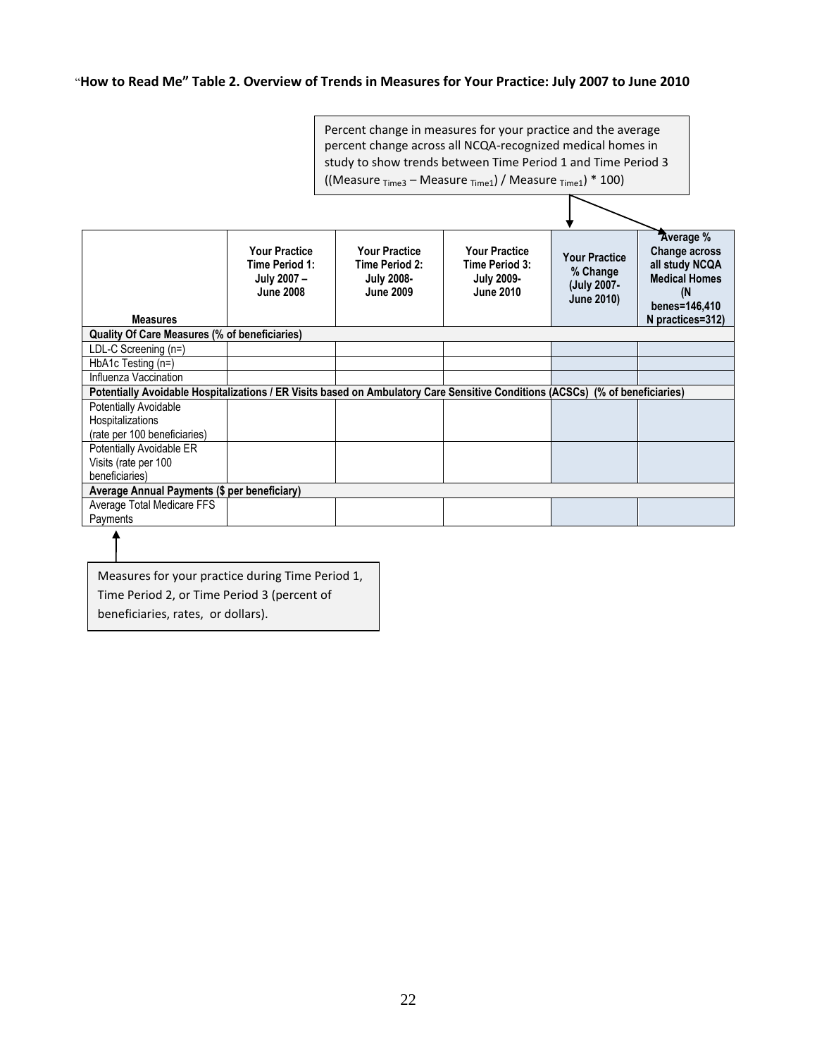**"How to Read Me" Table 2. Overview of Trends in Measures for Your Practice: July 2007 to June 2010**

Percent change in measures for your practice and the average percent change across all NCQA-recognized medical homes in study to show trends between Time Period 1 and Time Period 3 ((Measure $_{Time3}$ – Measure $_{Time1}$) / Measure $_{Time1}$) * 100)

| Measures | Your Practice Time Period 1: July 2007 – June 2008 | Your Practice Time Period 2: July 2008- June 2009 | Your Practice Time Period 3: July 2009- June 2010 | Your Practice % Change (July 2007- June 2010) | Average % Change across all study NCQA Medical Homes (N benes=146,410 N practices=312) |
|---|---|---|---|---|---|
| **Quality Of Care Measures (% of beneficiaries)** | | | | | |
| LDL-C Screening (n=) | | | | | |
| HbA1c Testing (n=) | | | | | |
| Influenza Vaccination | | | | | |
| **Potentially Avoidable Hospitalizations / ER Visits based on Ambulatory Care Sensitive Conditions (ACSCs) (% of beneficiaries)** | | | | | |
| Potentially Avoidable Hospitalizations (rate per 100 beneficiaries) | | | | | |
| Potentially Avoidable ER Visits (rate per 100 beneficiaries) | | | | | |
| **Average Annual Payments ($ per beneficiary)** | | | | | |
| Average Total Medicare FFS Payments | | | | | |

Measures for your practice during Time Period 1, Time Period 2, or Time Period 3 (percent of beneficiaries, rates, or dollars).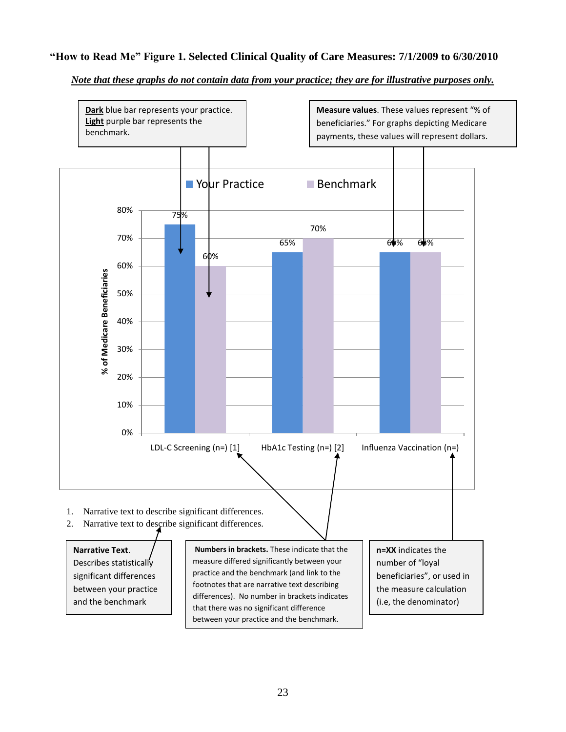**"How to Read Me" Figure 1. Selected Clinical Quality of Care Measures: 7/1/2009 to 6/30/2010**

***Note that these graphs do not contain data from your practice; they are for illustrative purposes only.***

**Dark** blue bar represents your practice. **Light** purple bar represents the benchmark.

**Measure values**. These values represent "% of beneficiaries." For graphs depicting Medicare payments, these values will represent dollars.

| Measure | Your Practice | Benchmark |
|---|---|---|
| LDL-C Screening (n=) [1] | 75% | 60% |
| HbA1c Testing (n=) [2] | 65% | 70% |
| Influenza Vaccination (n=) | 65% | 65% |

Y-axis: % of Medicare Beneficiaries

1. Narrative text to describe significant differences.
2. Narrative text to describe significant differences.

**Narrative Text**. Describes statistically significant differences between your practice and the benchmark

**Numbers in brackets.** These indicate that the measure differed significantly between your practice and the benchmark (and link to the footnotes that are narrative text describing differences). No number in brackets indicates that there was no significant difference between your practice and the benchmark.

**n=XX** indicates the number of "loyal beneficiaries", or used in the measure calculation (i.e, the denominator)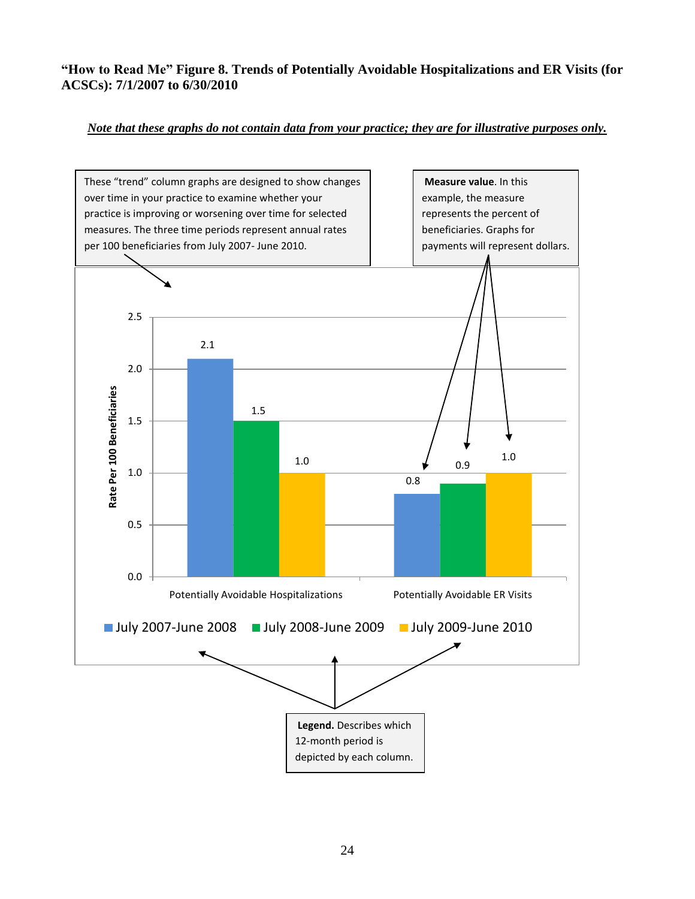**"How to Read Me" Figure 8. Trends of Potentially Avoidable Hospitalizations and ER Visits (for ACSCs): 7/1/2007 to 6/30/2010**

***Note that these graphs do not contain data from your practice; they are for illustrative purposes only.***

These "trend" column graphs are designed to show changes over time in your practice to examine whether your practice is improving or worsening over time for selected measures. The three time periods represent annual rates per 100 beneficiaries from July 2007- June 2010.

**Measure value**. In this example, the measure represents the percent of beneficiaries. Graphs for payments will represent dollars.

Rate Per 100 Beneficiaries

| | July 2007-June 2008 | July 2008-June 2009 | July 2009-June 2010 |
| --- | --- | --- | --- |
| Potentially Avoidable Hospitalizations | 2.1 | 1.5 | 1.0 |
| Potentially Avoidable ER Visits | 0.8 | 0.9 | 1.0 |

**Legend**. Describes which 12-month period is depicted by each column.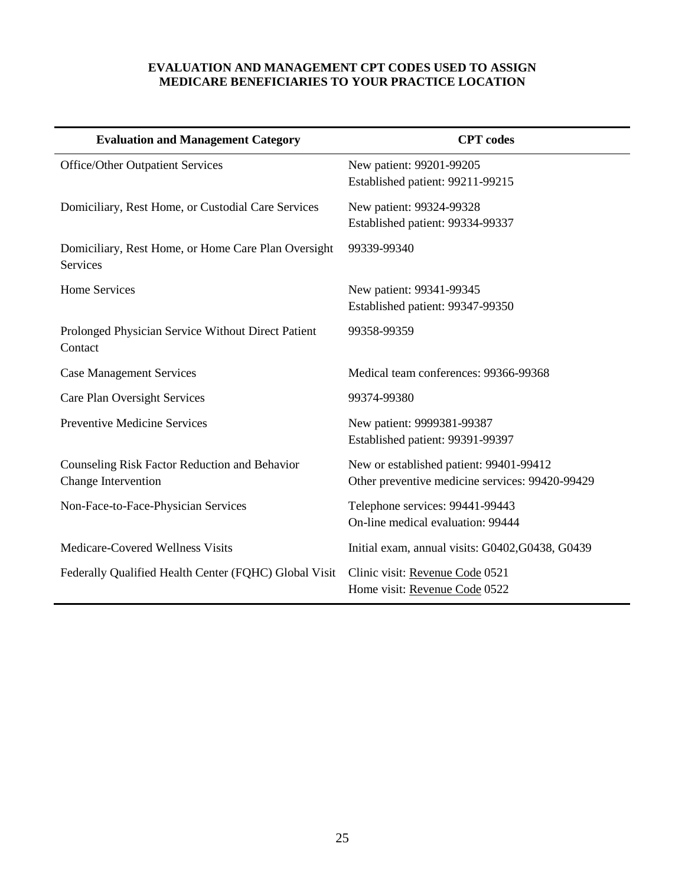## EVALUATION AND MANAGEMENT CPT CODES USED TO ASSIGN MEDICARE BENEFICIARIES TO YOUR PRACTICE LOCATION

| Evaluation and Management Category | CPT codes |
|---|---|
| Office/Other Outpatient Services | New patient: 99201-99205<br>Established patient: 99211-99215 |
| Domiciliary, Rest Home, or Custodial Care Services | New patient: 99324-99328<br>Established patient: 99334-99337 |
| Domiciliary, Rest Home, or Home Care Plan Oversight Services | 99339-99340 |
| Home Services | New patient: 99341-99345<br>Established patient: 99347-99350 |
| Prolonged Physician Service Without Direct Patient Contact | 99358-99359 |
| Case Management Services | Medical team conferences: 99366-99368 |
| Care Plan Oversight Services | 99374-99380 |
| Preventive Medicine Services | New patient: 9999381-99387<br>Established patient: 99391-99397 |
| Counseling Risk Factor Reduction and Behavior Change Intervention | New or established patient: 99401-99412<br>Other preventive medicine services: 99420-99429 |
| Non-Face-to-Face-Physician Services | Telephone services: 99441-99443<br>On-line medical evaluation: 99444 |
| Medicare-Covered Wellness Visits | Initial exam, annual visits: G0402,G0438, G0439 |
| Federally Qualified Health Center (FQHC) Global Visit | Clinic visit: Revenue Code 0521<br>Home visit: Revenue Code 0522 |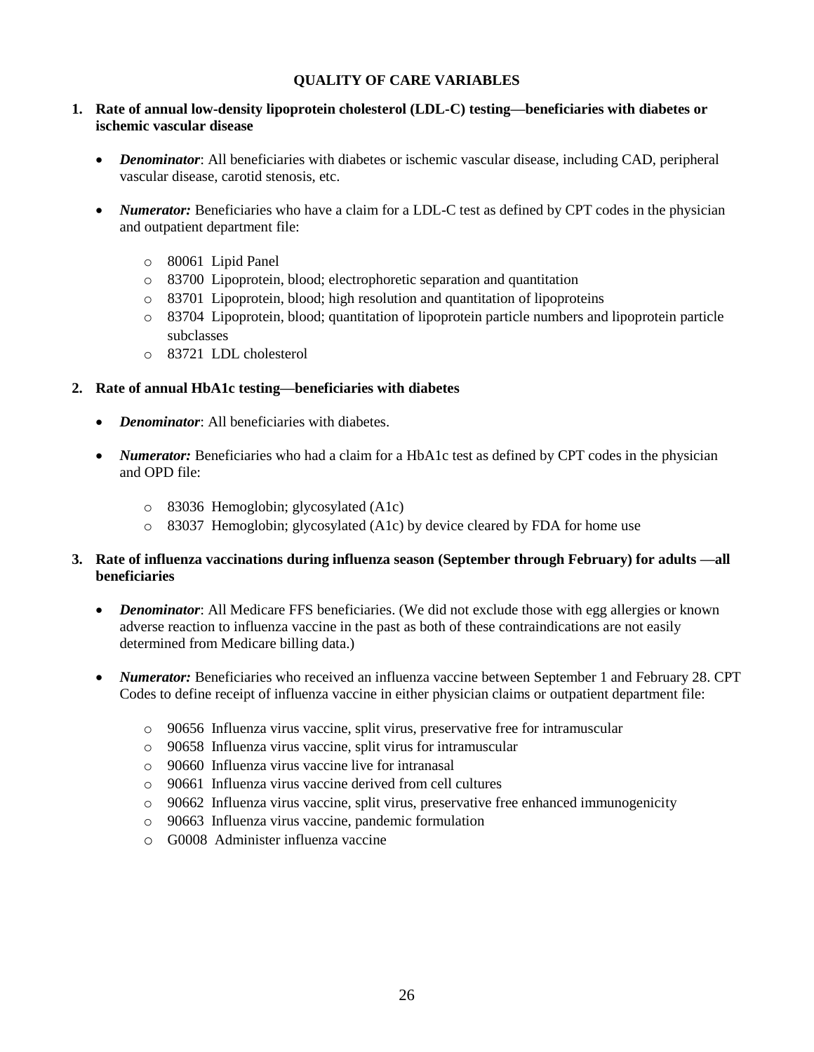## QUALITY OF CARE VARIABLES

**1. Rate of annual low-density lipoprotein cholesterol (LDL-C) testing—beneficiaries with diabetes or ischemic vascular disease**

- ***Denominator***: All beneficiaries with diabetes or ischemic vascular disease, including CAD, peripheral vascular disease, carotid stenosis, etc.
- ***Numerator:*** Beneficiaries who have a claim for a LDL-C test as defined by CPT codes in the physician and outpatient department file:
  - 80061 Lipid Panel
  - 83700 Lipoprotein, blood; electrophoretic separation and quantitation
  - 83701 Lipoprotein, blood; high resolution and quantitation of lipoproteins
  - 83704 Lipoprotein, blood; quantitation of lipoprotein particle numbers and lipoprotein particle subclasses
  - 83721 LDL cholesterol

**2. Rate of annual HbA1c testing—beneficiaries with diabetes**

- ***Denominator***: All beneficiaries with diabetes.
- ***Numerator:*** Beneficiaries who had a claim for a HbA1c test as defined by CPT codes in the physician and OPD file:
  - 83036 Hemoglobin; glycosylated (A1c)
  - 83037 Hemoglobin; glycosylated (A1c) by device cleared by FDA for home use

**3. Rate of influenza vaccinations during influenza season (September through February) for adults —all beneficiaries**

- ***Denominator***: All Medicare FFS beneficiaries. (We did not exclude those with egg allergies or known adverse reaction to influenza vaccine in the past as both of these contraindications are not easily determined from Medicare billing data.)
- ***Numerator:*** Beneficiaries who received an influenza vaccine between September 1 and February 28. CPT Codes to define receipt of influenza vaccine in either physician claims or outpatient department file:
  - 90656 Influenza virus vaccine, split virus, preservative free for intramuscular
  - 90658 Influenza virus vaccine, split virus for intramuscular
  - 90660 Influenza virus vaccine live for intranasal
  - 90661 Influenza virus vaccine derived from cell cultures
  - 90662 Influenza virus vaccine, split virus, preservative free enhanced immunogenicity
  - 90663 Influenza virus vaccine, pandemic formulation
  - G0008 Administer influenza vaccine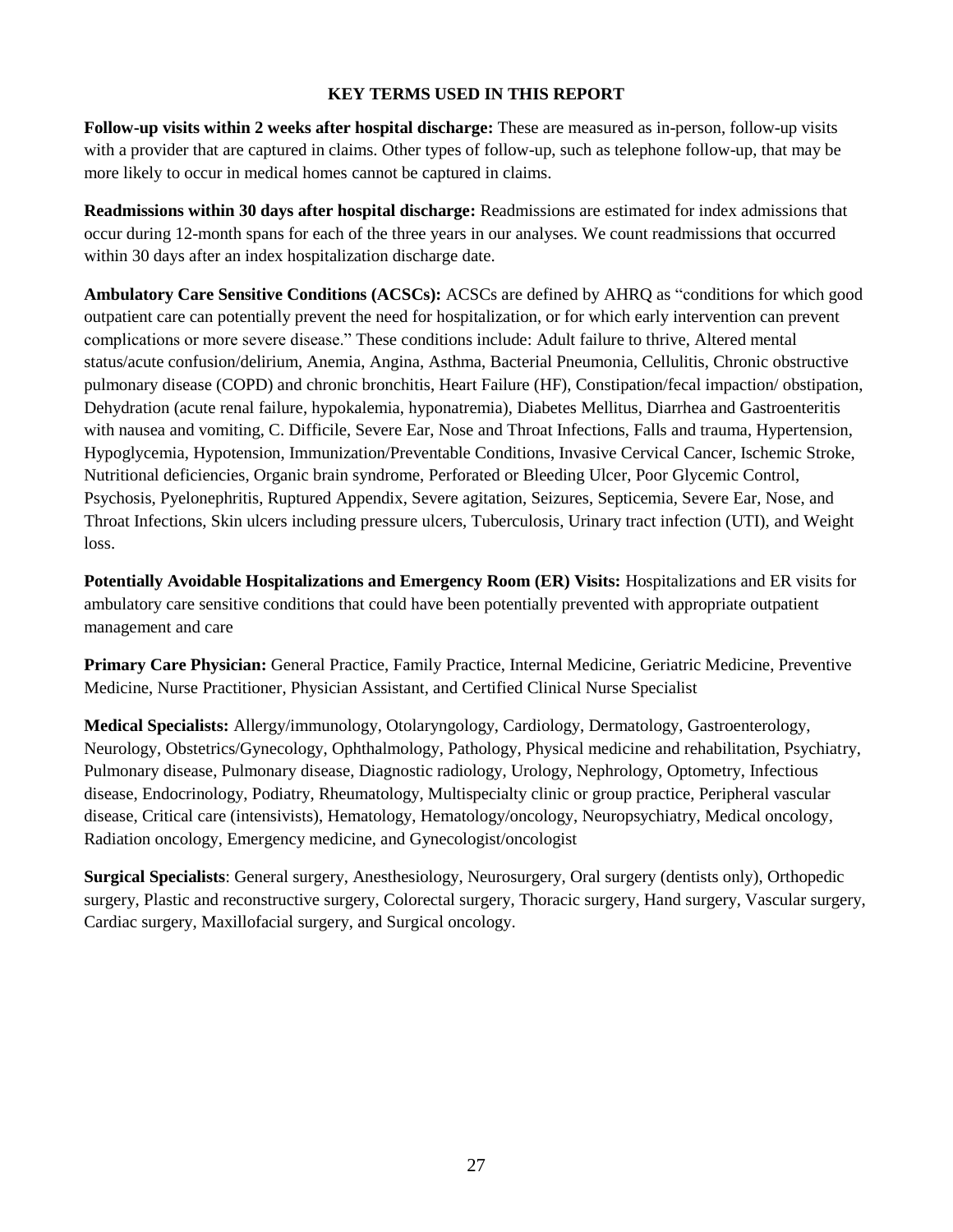## KEY TERMS USED IN THIS REPORT

**Follow-up visits within 2 weeks after hospital discharge:** These are measured as in-person, follow-up visits with a provider that are captured in claims. Other types of follow-up, such as telephone follow-up, that may be more likely to occur in medical homes cannot be captured in claims.

**Readmissions within 30 days after hospital discharge:** Readmissions are estimated for index admissions that occur during 12-month spans for each of the three years in our analyses. We count readmissions that occurred within 30 days after an index hospitalization discharge date.

**Ambulatory Care Sensitive Conditions (ACSCs):** ACSCs are defined by AHRQ as "conditions for which good outpatient care can potentially prevent the need for hospitalization, or for which early intervention can prevent complications or more severe disease." These conditions include: Adult failure to thrive, Altered mental status/acute confusion/delirium, Anemia, Angina, Asthma, Bacterial Pneumonia, Cellulitis, Chronic obstructive pulmonary disease (COPD) and chronic bronchitis, Heart Failure (HF), Constipation/fecal impaction/ obstipation, Dehydration (acute renal failure, hypokalemia, hyponatremia), Diabetes Mellitus, Diarrhea and Gastroenteritis with nausea and vomiting, C. Difficile, Severe Ear, Nose and Throat Infections, Falls and trauma, Hypertension, Hypoglycemia, Hypotension, Immunization/Preventable Conditions, Invasive Cervical Cancer, Ischemic Stroke, Nutritional deficiencies, Organic brain syndrome, Perforated or Bleeding Ulcer, Poor Glycemic Control, Psychosis, Pyelonephritis, Ruptured Appendix, Severe agitation, Seizures, Septicemia, Severe Ear, Nose, and Throat Infections, Skin ulcers including pressure ulcers, Tuberculosis, Urinary tract infection (UTI), and Weight loss.

**Potentially Avoidable Hospitalizations and Emergency Room (ER) Visits:** Hospitalizations and ER visits for ambulatory care sensitive conditions that could have been potentially prevented with appropriate outpatient management and care

**Primary Care Physician:** General Practice, Family Practice, Internal Medicine, Geriatric Medicine, Preventive Medicine, Nurse Practitioner, Physician Assistant, and Certified Clinical Nurse Specialist

**Medical Specialists:** Allergy/immunology, Otolaryngology, Cardiology, Dermatology, Gastroenterology, Neurology, Obstetrics/Gynecology, Ophthalmology, Pathology, Physical medicine and rehabilitation, Psychiatry, Pulmonary disease, Pulmonary disease, Diagnostic radiology, Urology, Nephrology, Optometry, Infectious disease, Endocrinology, Podiatry, Rheumatology, Multispecialty clinic or group practice, Peripheral vascular disease, Critical care (intensivists), Hematology, Hematology/oncology, Neuropsychiatry, Medical oncology, Radiation oncology, Emergency medicine, and Gynecologist/oncologist

**Surgical Specialists**: General surgery, Anesthesiology, Neurosurgery, Oral surgery (dentists only), Orthopedic surgery, Plastic and reconstructive surgery, Colorectal surgery, Thoracic surgery, Hand surgery, Vascular surgery, Cardiac surgery, Maxillofacial surgery, and Surgical oncology.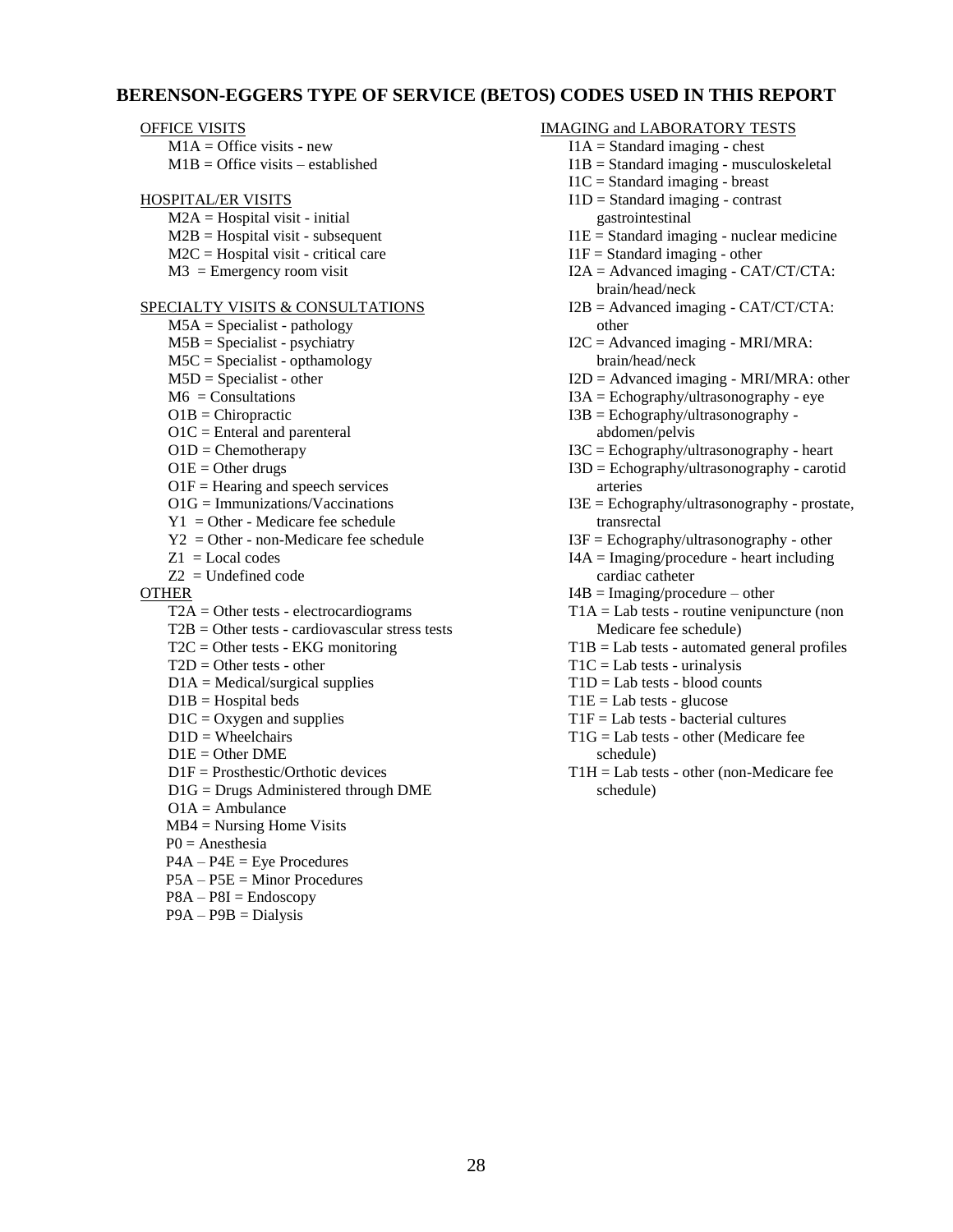## BERENSON-EGGERS TYPE OF SERVICE (BETOS) CODES USED IN THIS REPORT

OFFICE VISITS

- M1A = Office visits - new
- M1B = Office visits – established

HOSPITAL/ER VISITS

- M2A = Hospital visit - initial
- M2B = Hospital visit - subsequent
- M2C = Hospital visit - critical care
- M3 = Emergency room visit

SPECIALTY VISITS & CONSULTATIONS

- M5A = Specialist - pathology
- M5B = Specialist - psychiatry
- M5C = Specialist - opthamology
- M5D = Specialist - other
- M6 = Consultations
- O1B = Chiropractic
- O1C = Enteral and parenteral
- O1D = Chemotherapy
- O1E = Other drugs
- O1F = Hearing and speech services
- O1G = Immunizations/Vaccinations
- Y1 = Other - Medicare fee schedule
- Y2 = Other - non-Medicare fee schedule
- Z1 = Local codes
- Z2 = Undefined code

OTHER

- T2A = Other tests - electrocardiograms
- T2B = Other tests - cardiovascular stress tests
- T2C = Other tests - EKG monitoring
- T2D = Other tests - other
- D1A = Medical/surgical supplies
- D1B = Hospital beds
- D1C = Oxygen and supplies
- D1D = Wheelchairs
- D1E = Other DME
- D1F = Prosthestic/Orthotic devices
- D1G = Drugs Administered through DME
- O1A = Ambulance
- MB4 = Nursing Home Visits
- P0 = Anesthesia
- P4A – P4E = Eye Procedures
- P5A – P5E = Minor Procedures
- P8A – P8I = Endoscopy
- P9A – P9B = Dialysis

IMAGING and LABORATORY TESTS

- I1A = Standard imaging - chest
- I1B = Standard imaging - musculoskeletal
- I1C = Standard imaging - breast
- I1D = Standard imaging - contrast gastrointestinal
- I1E = Standard imaging - nuclear medicine
- I1F = Standard imaging - other
- I2A = Advanced imaging - CAT/CT/CTA: brain/head/neck
- I2B = Advanced imaging - CAT/CT/CTA: other
- I2C = Advanced imaging - MRI/MRA: brain/head/neck
- I2D = Advanced imaging - MRI/MRA: other
- I3A = Echography/ultrasonography - eye
- I3B = Echography/ultrasonography - abdomen/pelvis
- I3C = Echography/ultrasonography - heart
- I3D = Echography/ultrasonography - carotid arteries
- I3E = Echography/ultrasonography - prostate, transrectal
- I3F = Echography/ultrasonography - other
- I4A = Imaging/procedure - heart including cardiac catheter
- I4B = Imaging/procedure – other
- T1A = Lab tests - routine venipuncture (non Medicare fee schedule)
- T1B = Lab tests - automated general profiles
- T1C = Lab tests - urinalysis
- T1D = Lab tests - blood counts
- T1E = Lab tests - glucose
- T1F = Lab tests - bacterial cultures
- T1G = Lab tests - other (Medicare fee schedule)
- T1H = Lab tests - other (non-Medicare fee schedule)